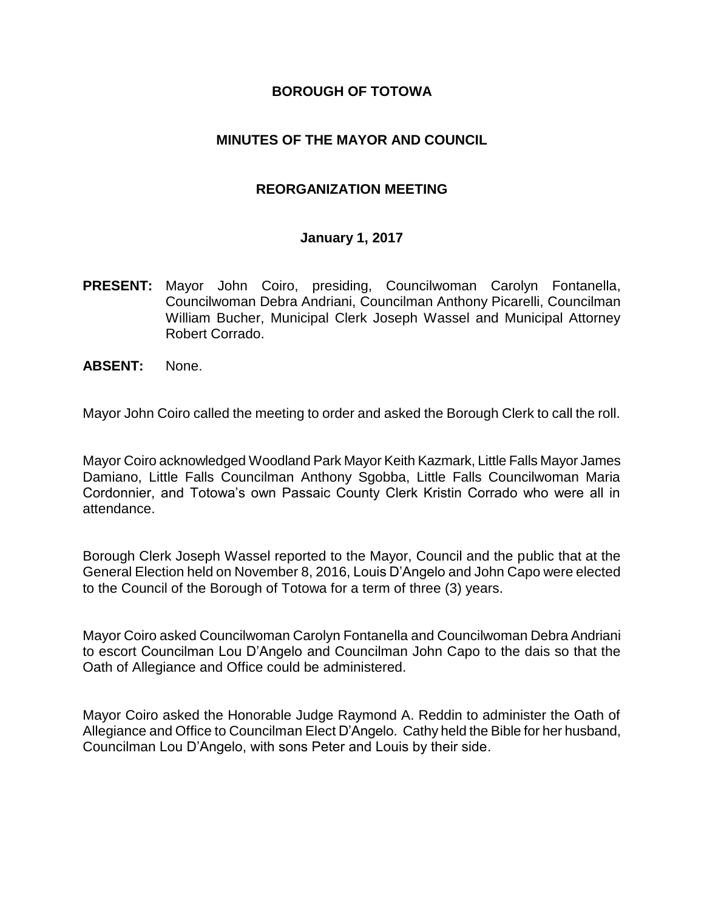# BOROUGH OF TOTOWA

## MINUTES OF THE MAYOR AND COUNCIL

## REORGANIZATION MEETING

### January 1, 2017

**PRESENT:** Mayor John Coiro, presiding, Councilwoman Carolyn Fontanella, Councilwoman Debra Andriani, Councilman Anthony Picarelli, Councilman William Bucher, Municipal Clerk Joseph Wassel and Municipal Attorney Robert Corrado.

**ABSENT:** None.

Mayor John Coiro called the meeting to order and asked the Borough Clerk to call the roll.

Mayor Coiro acknowledged Woodland Park Mayor Keith Kazmark, Little Falls Mayor James Damiano, Little Falls Councilman Anthony Sgobba, Little Falls Councilwoman Maria Cordonnier, and Totowa's own Passaic County Clerk Kristin Corrado who were all in attendance.

Borough Clerk Joseph Wassel reported to the Mayor, Council and the public that at the General Election held on November 8, 2016, Louis D'Angelo and John Capo were elected to the Council of the Borough of Totowa for a term of three (3) years.

Mayor Coiro asked Councilwoman Carolyn Fontanella and Councilwoman Debra Andriani to escort Councilman Lou D'Angelo and Councilman John Capo to the dais so that the Oath of Allegiance and Office could be administered.

Mayor Coiro asked the Honorable Judge Raymond A. Reddin to administer the Oath of Allegiance and Office to Councilman Elect D'Angelo. Cathy held the Bible for her husband, Councilman Lou D'Angelo, with sons Peter and Louis by their side.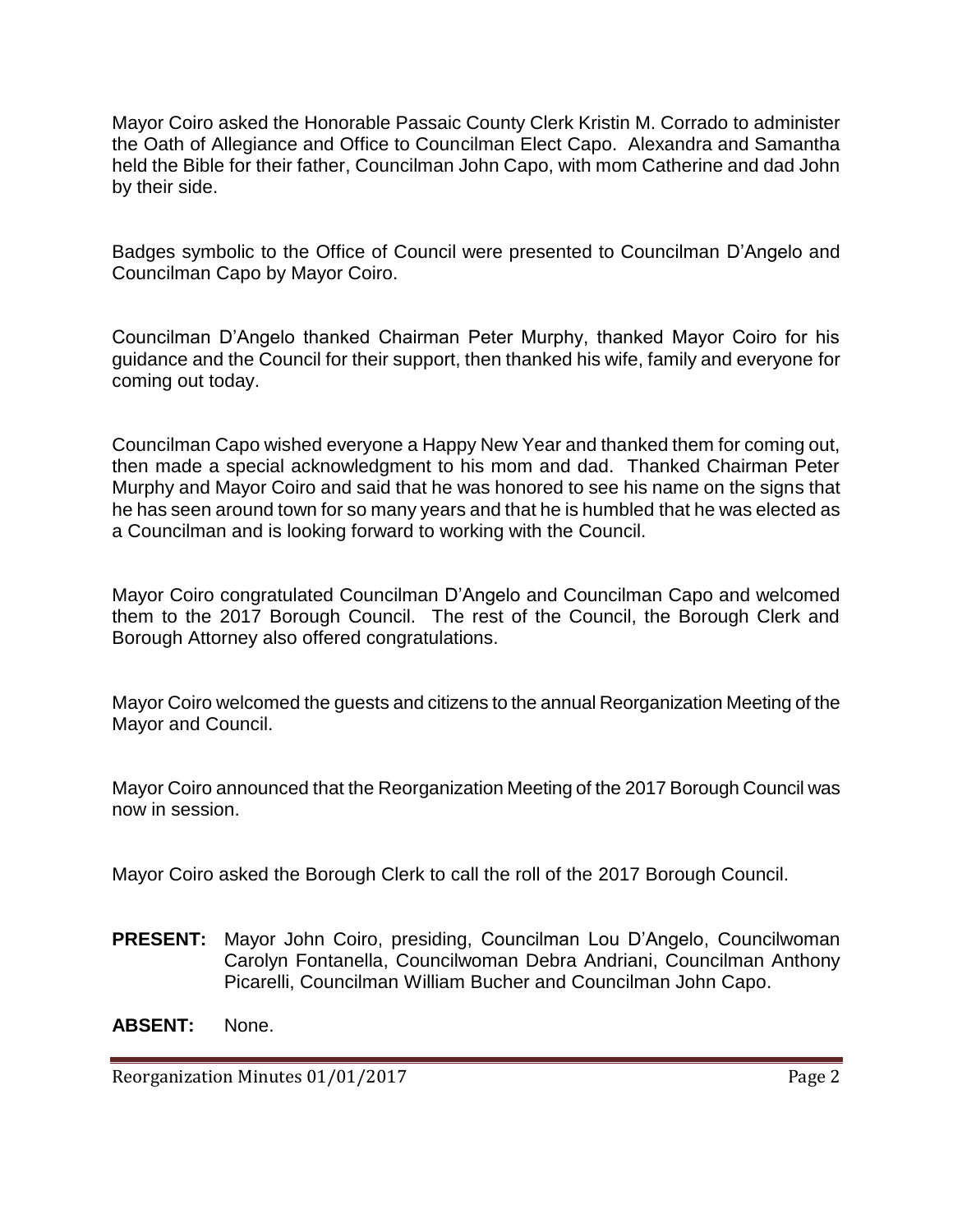Mayor Coiro asked the Honorable Passaic County Clerk Kristin M. Corrado to administer the Oath of Allegiance and Office to Councilman Elect Capo. Alexandra and Samantha held the Bible for their father, Councilman John Capo, with mom Catherine and dad John by their side.

Badges symbolic to the Office of Council were presented to Councilman D'Angelo and Councilman Capo by Mayor Coiro.

Councilman D'Angelo thanked Chairman Peter Murphy, thanked Mayor Coiro for his guidance and the Council for their support, then thanked his wife, family and everyone for coming out today.

Councilman Capo wished everyone a Happy New Year and thanked them for coming out, then made a special acknowledgment to his mom and dad. Thanked Chairman Peter Murphy and Mayor Coiro and said that he was honored to see his name on the signs that he has seen around town for so many years and that he is humbled that he was elected as a Councilman and is looking forward to working with the Council.

Mayor Coiro congratulated Councilman D'Angelo and Councilman Capo and welcomed them to the 2017 Borough Council. The rest of the Council, the Borough Clerk and Borough Attorney also offered congratulations.

Mayor Coiro welcomed the guests and citizens to the annual Reorganization Meeting of the Mayor and Council.

Mayor Coiro announced that the Reorganization Meeting of the 2017 Borough Council was now in session.

Mayor Coiro asked the Borough Clerk to call the roll of the 2017 Borough Council.

**PRESENT:** Mayor John Coiro, presiding, Councilman Lou D'Angelo, Councilwoman Carolyn Fontanella, Councilwoman Debra Andriani, Councilman Anthony Picarelli, Councilman William Bucher and Councilman John Capo.

**ABSENT:** None.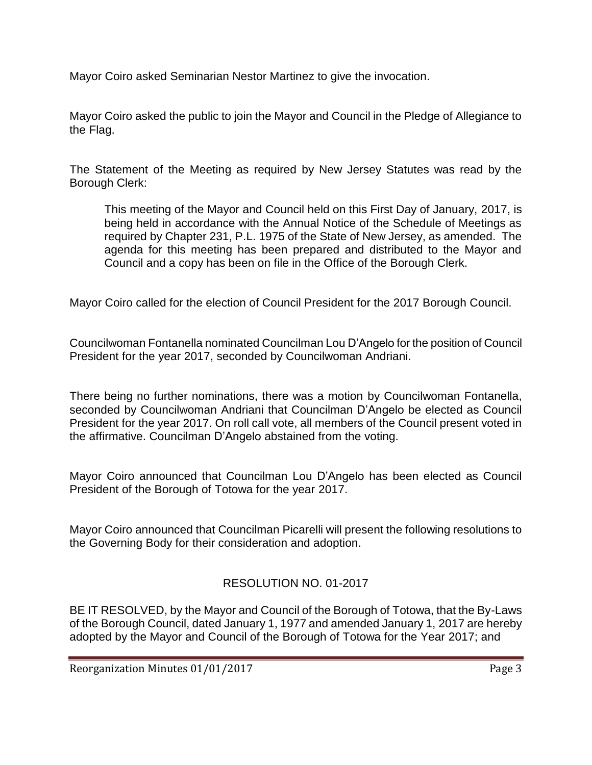Mayor Coiro asked Seminarian Nestor Martinez to give the invocation.

Mayor Coiro asked the public to join the Mayor and Council in the Pledge of Allegiance to the Flag.

The Statement of the Meeting as required by New Jersey Statutes was read by the Borough Clerk:

> This meeting of the Mayor and Council held on this First Day of January, 2017, is being held in accordance with the Annual Notice of the Schedule of Meetings as required by Chapter 231, P.L. 1975 of the State of New Jersey, as amended. The agenda for this meeting has been prepared and distributed to the Mayor and Council and a copy has been on file in the Office of the Borough Clerk.

Mayor Coiro called for the election of Council President for the 2017 Borough Council.

Councilwoman Fontanella nominated Councilman Lou D'Angelo for the position of Council President for the year 2017, seconded by Councilwoman Andriani.

There being no further nominations, there was a motion by Councilwoman Fontanella, seconded by Councilwoman Andriani that Councilman D'Angelo be elected as Council President for the year 2017. On roll call vote, all members of the Council present voted in the affirmative. Councilman D'Angelo abstained from the voting.

Mayor Coiro announced that Councilman Lou D'Angelo has been elected as Council President of the Borough of Totowa for the year 2017.

Mayor Coiro announced that Councilman Picarelli will present the following resolutions to the Governing Body for their consideration and adoption.

RESOLUTION NO. 01-2017

BE IT RESOLVED, by the Mayor and Council of the Borough of Totowa, that the By-Laws of the Borough Council, dated January 1, 1977 and amended January 1, 2017 are hereby adopted by the Mayor and Council of the Borough of Totowa for the Year 2017; and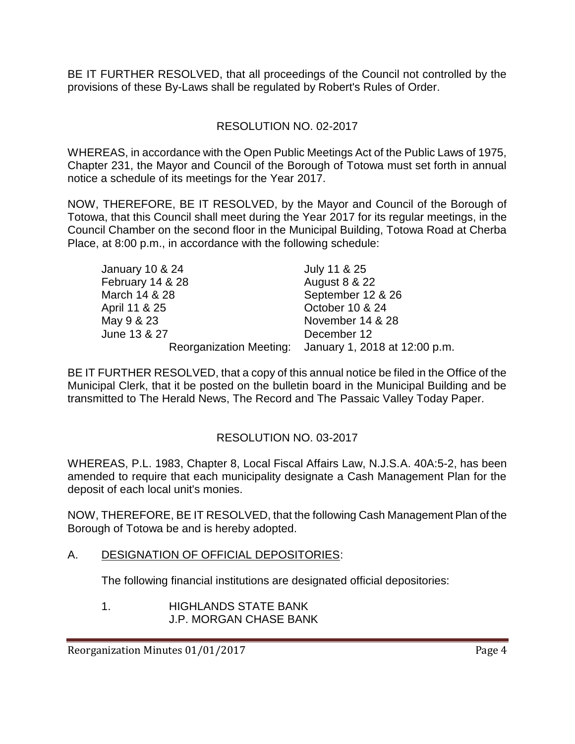BE IT FURTHER RESOLVED, that all proceedings of the Council not controlled by the provisions of these By-Laws shall be regulated by Robert's Rules of Order.

RESOLUTION NO. 02-2017

WHEREAS, in accordance with the Open Public Meetings Act of the Public Laws of 1975, Chapter 231, the Mayor and Council of the Borough of Totowa must set forth in annual notice a schedule of its meetings for the Year 2017.

NOW, THEREFORE, BE IT RESOLVED, by the Mayor and Council of the Borough of Totowa, that this Council shall meet during the Year 2017 for its regular meetings, in the Council Chamber on the second floor in the Municipal Building, Totowa Road at Cherba Place, at 8:00 p.m., in accordance with the following schedule:

| | |
|---|---|
| January 10 & 24 | July 11 & 25 |
| February 14 & 28 | August 8 & 22 |
| March 14 & 28 | September 12 & 26 |
| April 11 & 25 | October 10 & 24 |
| May 9 & 23 | November 14 & 28 |
| June 13 & 27 | December 12 |
| Reorganization Meeting: | January 1, 2018 at 12:00 p.m. |

BE IT FURTHER RESOLVED, that a copy of this annual notice be filed in the Office of the Municipal Clerk, that it be posted on the bulletin board in the Municipal Building and be transmitted to The Herald News, The Record and The Passaic Valley Today Paper.

RESOLUTION NO. 03-2017

WHEREAS, P.L. 1983, Chapter 8, Local Fiscal Affairs Law, N.J.S.A. 40A:5-2, has been amended to require that each municipality designate a Cash Management Plan for the deposit of each local unit's monies.

NOW, THEREFORE, BE IT RESOLVED, that the following Cash Management Plan of the Borough of Totowa be and is hereby adopted.

A. DESIGNATION OF OFFICIAL DEPOSITORIES:

The following financial institutions are designated official depositories:

1. HIGHLANDS STATE BANK
   J.P. MORGAN CHASE BANK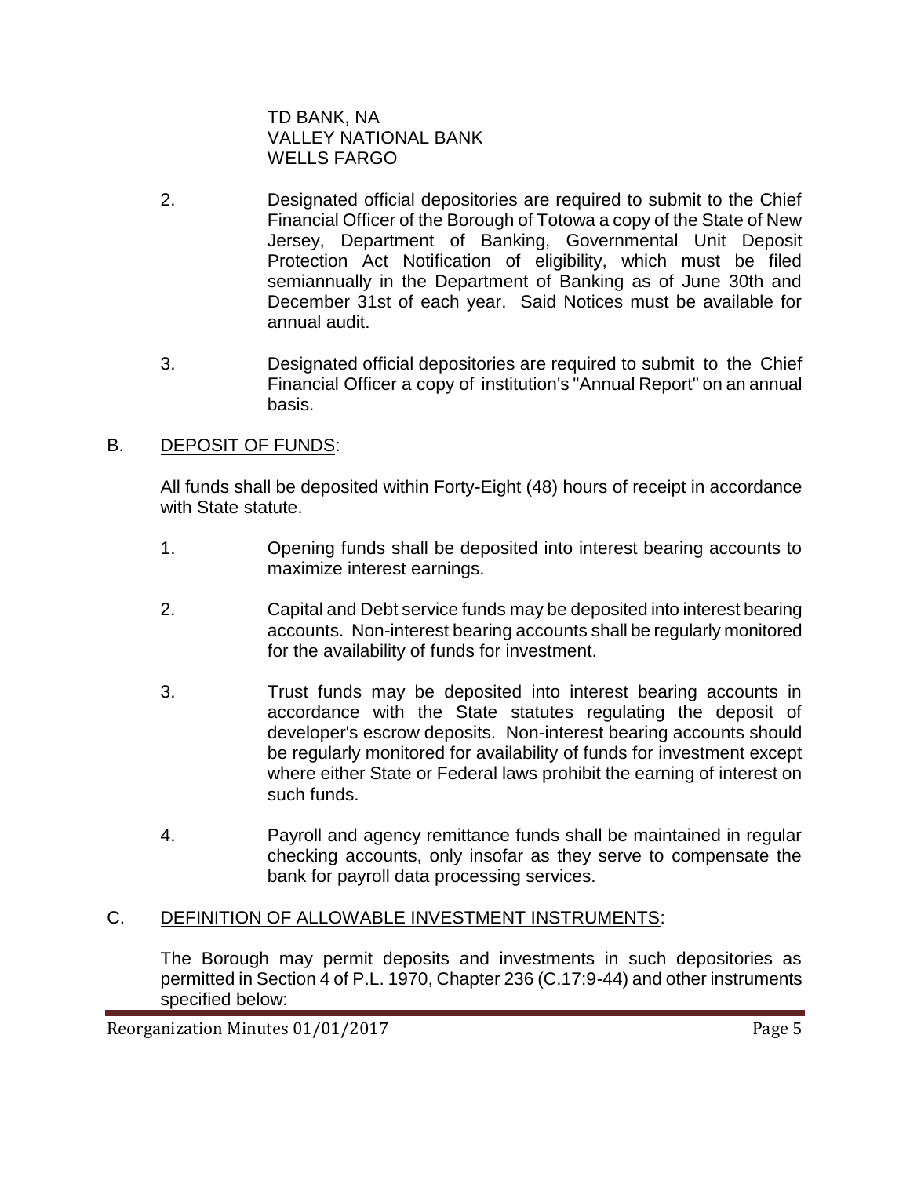TD BANK, NA
VALLEY NATIONAL BANK
WELLS FARGO

2. Designated official depositories are required to submit to the Chief Financial Officer of the Borough of Totowa a copy of the State of New Jersey, Department of Banking, Governmental Unit Deposit Protection Act Notification of eligibility, which must be filed semiannually in the Department of Banking as of June 30th and December 31st of each year. Said Notices must be available for annual audit.

3. Designated official depositories are required to submit to the Chief Financial Officer a copy of institution's "Annual Report" on an annual basis.

B. <u>DEPOSIT OF FUNDS</u>:

All funds shall be deposited within Forty-Eight (48) hours of receipt in accordance with State statute.

1. Opening funds shall be deposited into interest bearing accounts to maximize interest earnings.

2. Capital and Debt service funds may be deposited into interest bearing accounts. Non-interest bearing accounts shall be regularly monitored for the availability of funds for investment.

3. Trust funds may be deposited into interest bearing accounts in accordance with the State statutes regulating the deposit of developer's escrow deposits. Non-interest bearing accounts should be regularly monitored for availability of funds for investment except where either State or Federal laws prohibit the earning of interest on such funds.

4. Payroll and agency remittance funds shall be maintained in regular checking accounts, only insofar as they serve to compensate the bank for payroll data processing services.

C. <u>DEFINITION OF ALLOWABLE INVESTMENT INSTRUMENTS</u>:

The Borough may permit deposits and investments in such depositories as permitted in Section 4 of P.L. 1970, Chapter 236 (C.17:9-44) and other instruments specified below: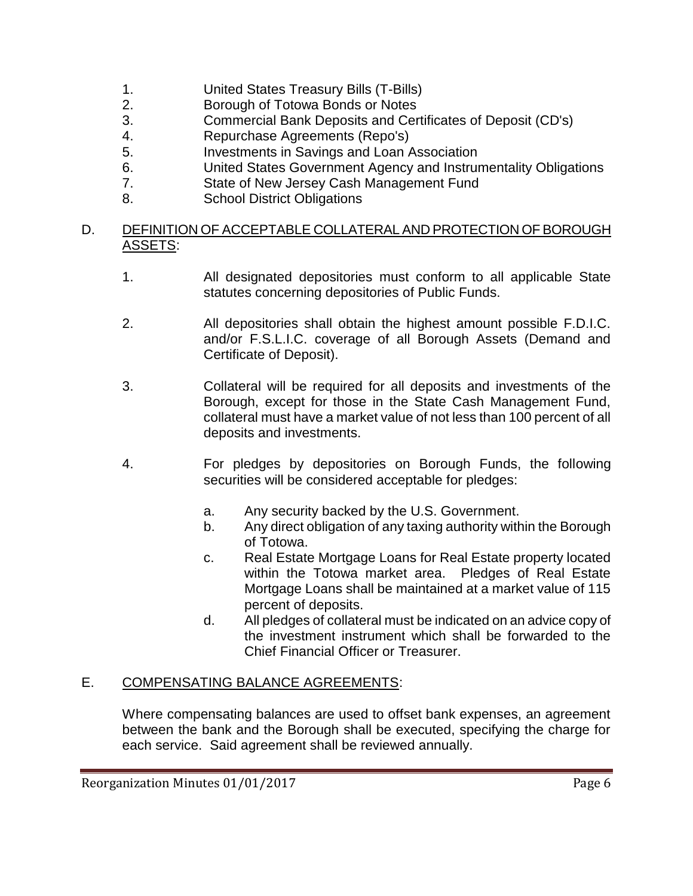1. United States Treasury Bills (T-Bills)
2. Borough of Totowa Bonds or Notes
3. Commercial Bank Deposits and Certificates of Deposit (CD's)
4. Repurchase Agreements (Repo's)
5. Investments in Savings and Loan Association
6. United States Government Agency and Instrumentality Obligations
7. State of New Jersey Cash Management Fund
8. School District Obligations

D. DEFINITION OF ACCEPTABLE COLLATERAL AND PROTECTION OF BOROUGH ASSETS:

1. All designated depositories must conform to all applicable State statutes concerning depositories of Public Funds.

2. All depositories shall obtain the highest amount possible F.D.I.C. and/or F.S.L.I.C. coverage of all Borough Assets (Demand and Certificate of Deposit).

3. Collateral will be required for all deposits and investments of the Borough, except for those in the State Cash Management Fund, collateral must have a market value of not less than 100 percent of all deposits and investments.

4. For pledges by depositories on Borough Funds, the following securities will be considered acceptable for pledges:

   a. Any security backed by the U.S. Government.
   b. Any direct obligation of any taxing authority within the Borough of Totowa.
   c. Real Estate Mortgage Loans for Real Estate property located within the Totowa market area. Pledges of Real Estate Mortgage Loans shall be maintained at a market value of 115 percent of deposits.
   d. All pledges of collateral must be indicated on an advice copy of the investment instrument which shall be forwarded to the Chief Financial Officer or Treasurer.

E. COMPENSATING BALANCE AGREEMENTS:

Where compensating balances are used to offset bank expenses, an agreement between the bank and the Borough shall be executed, specifying the charge for each service. Said agreement shall be reviewed annually.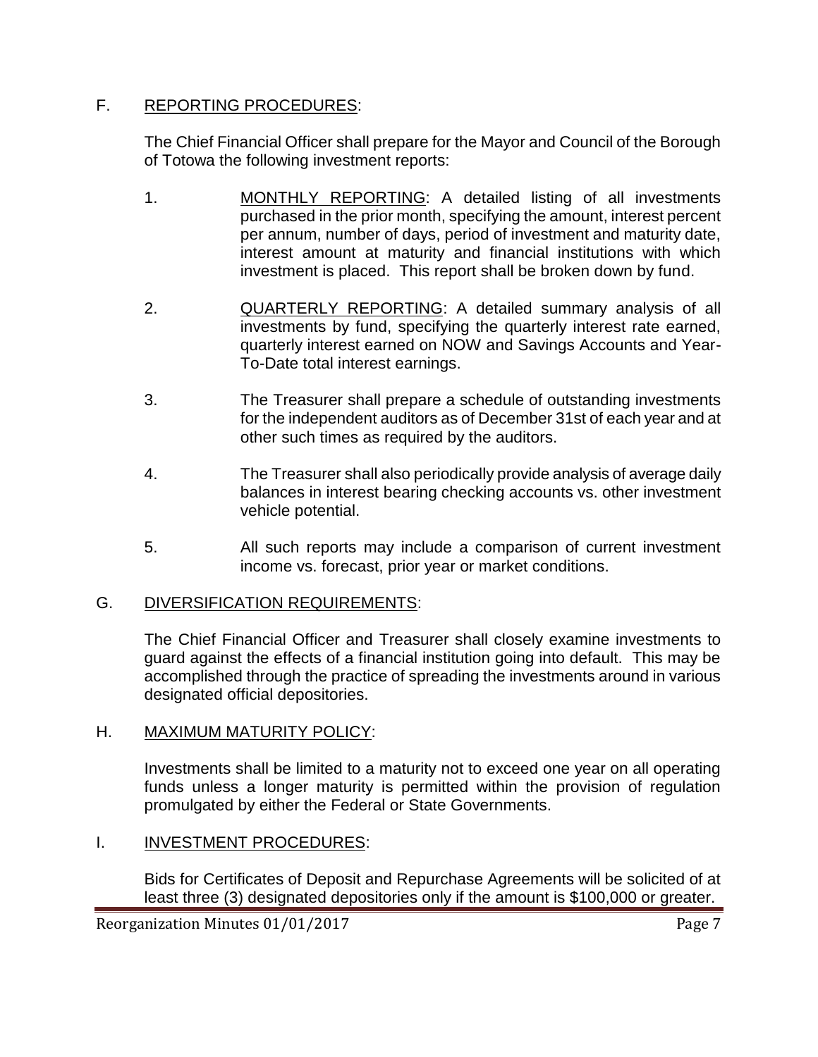F. <u>REPORTING PROCEDURES</u>:

The Chief Financial Officer shall prepare for the Mayor and Council of the Borough of Totowa the following investment reports:

1. <u>MONTHLY REPORTING</u>: A detailed listing of all investments purchased in the prior month, specifying the amount, interest percent per annum, number of days, period of investment and maturity date, interest amount at maturity and financial institutions with which investment is placed. This report shall be broken down by fund.

2. <u>QUARTERLY REPORTING</u>: A detailed summary analysis of all investments by fund, specifying the quarterly interest rate earned, quarterly interest earned on NOW and Savings Accounts and Year-To-Date total interest earnings.

3. The Treasurer shall prepare a schedule of outstanding investments for the independent auditors as of December 31st of each year and at other such times as required by the auditors.

4. The Treasurer shall also periodically provide analysis of average daily balances in interest bearing checking accounts vs. other investment vehicle potential.

5. All such reports may include a comparison of current investment income vs. forecast, prior year or market conditions.

G. <u>DIVERSIFICATION REQUIREMENTS</u>:

The Chief Financial Officer and Treasurer shall closely examine investments to guard against the effects of a financial institution going into default. This may be accomplished through the practice of spreading the investments around in various designated official depositories.

H. <u>MAXIMUM MATURITY POLICY</u>:

Investments shall be limited to a maturity not to exceed one year on all operating funds unless a longer maturity is permitted within the provision of regulation promulgated by either the Federal or State Governments.

I. <u>INVESTMENT PROCEDURES</u>:

Bids for Certificates of Deposit and Repurchase Agreements will be solicited of at least three (3) designated depositories only if the amount is $100,000 or greater.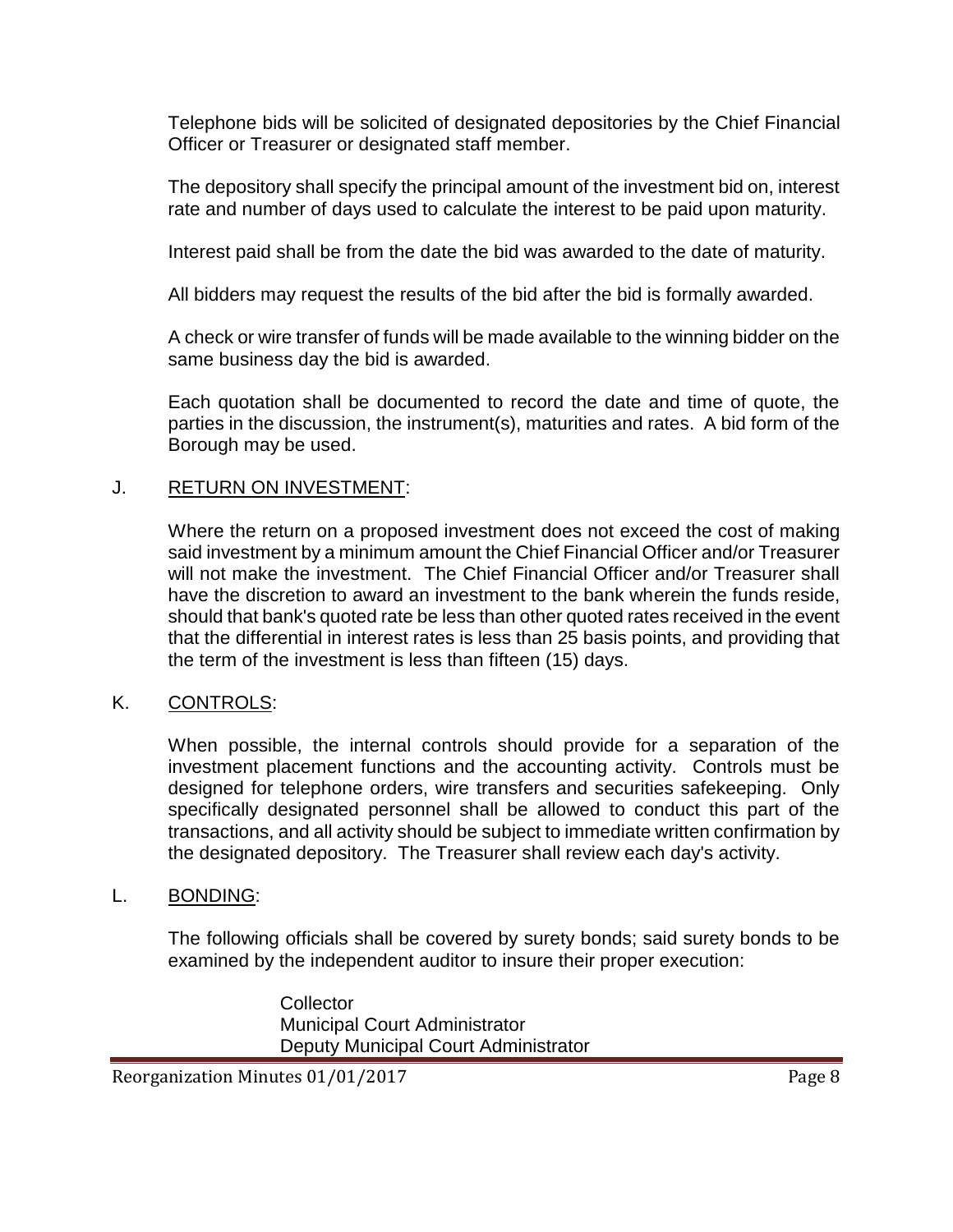Telephone bids will be solicited of designated depositories by the Chief Financial Officer or Treasurer or designated staff member.

The depository shall specify the principal amount of the investment bid on, interest rate and number of days used to calculate the interest to be paid upon maturity.

Interest paid shall be from the date the bid was awarded to the date of maturity.

All bidders may request the results of the bid after the bid is formally awarded.

A check or wire transfer of funds will be made available to the winning bidder on the same business day the bid is awarded.

Each quotation shall be documented to record the date and time of quote, the parties in the discussion, the instrument(s), maturities and rates. A bid form of the Borough may be used.

J. <u>RETURN ON INVESTMENT</u>:

Where the return on a proposed investment does not exceed the cost of making said investment by a minimum amount the Chief Financial Officer and/or Treasurer will not make the investment. The Chief Financial Officer and/or Treasurer shall have the discretion to award an investment to the bank wherein the funds reside, should that bank's quoted rate be less than other quoted rates received in the event that the differential in interest rates is less than 25 basis points, and providing that the term of the investment is less than fifteen (15) days.

K. <u>CONTROLS</u>:

When possible, the internal controls should provide for a separation of the investment placement functions and the accounting activity. Controls must be designed for telephone orders, wire transfers and securities safekeeping. Only specifically designated personnel shall be allowed to conduct this part of the transactions, and all activity should be subject to immediate written confirmation by the designated depository. The Treasurer shall review each day's activity.

L. <u>BONDING</u>:

The following officials shall be covered by surety bonds; said surety bonds to be examined by the independent auditor to insure their proper execution:

Collector
Municipal Court Administrator
Deputy Municipal Court Administrator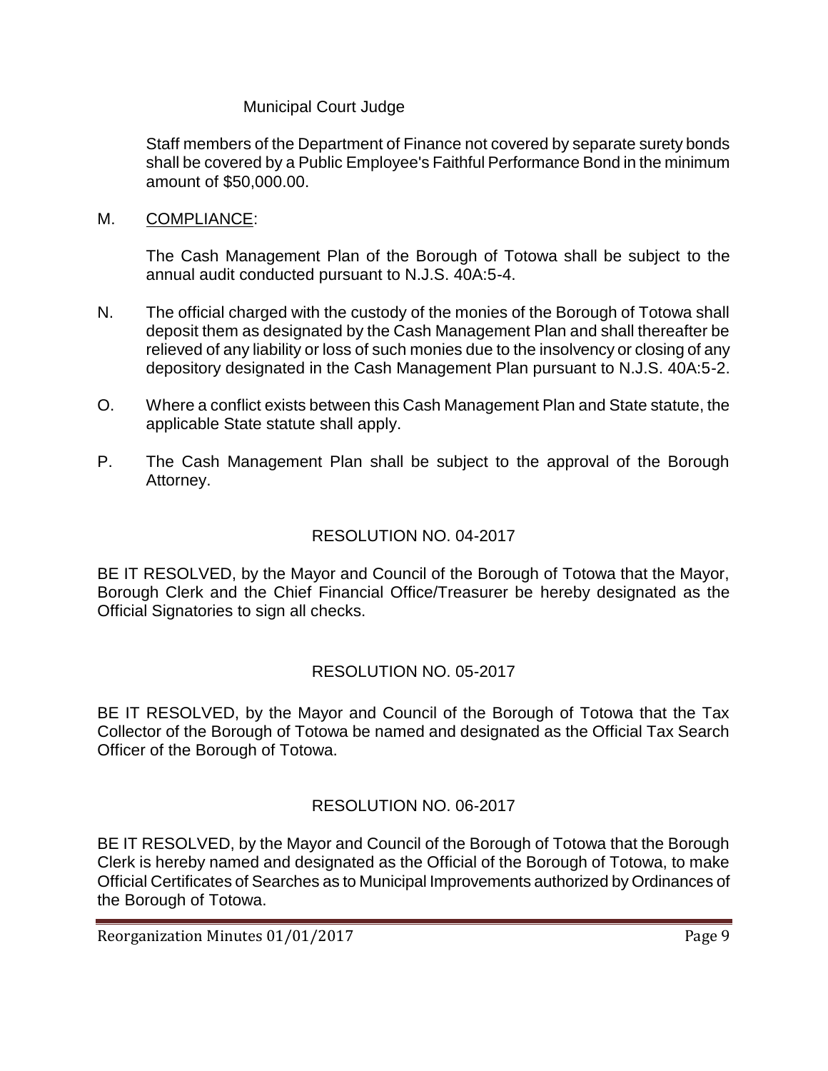Municipal Court Judge

Staff members of the Department of Finance not covered by separate surety bonds shall be covered by a Public Employee's Faithful Performance Bond in the minimum amount of $50,000.00.

M. COMPLIANCE:

The Cash Management Plan of the Borough of Totowa shall be subject to the annual audit conducted pursuant to N.J.S. 40A:5-4.

N. The official charged with the custody of the monies of the Borough of Totowa shall deposit them as designated by the Cash Management Plan and shall thereafter be relieved of any liability or loss of such monies due to the insolvency or closing of any depository designated in the Cash Management Plan pursuant to N.J.S. 40A:5-2.

O. Where a conflict exists between this Cash Management Plan and State statute, the applicable State statute shall apply.

P. The Cash Management Plan shall be subject to the approval of the Borough Attorney.

RESOLUTION NO. 04-2017

BE IT RESOLVED, by the Mayor and Council of the Borough of Totowa that the Mayor, Borough Clerk and the Chief Financial Office/Treasurer be hereby designated as the Official Signatories to sign all checks.

RESOLUTION NO. 05-2017

BE IT RESOLVED, by the Mayor and Council of the Borough of Totowa that the Tax Collector of the Borough of Totowa be named and designated as the Official Tax Search Officer of the Borough of Totowa.

RESOLUTION NO. 06-2017

BE IT RESOLVED, by the Mayor and Council of the Borough of Totowa that the Borough Clerk is hereby named and designated as the Official of the Borough of Totowa, to make Official Certificates of Searches as to Municipal Improvements authorized by Ordinances of the Borough of Totowa.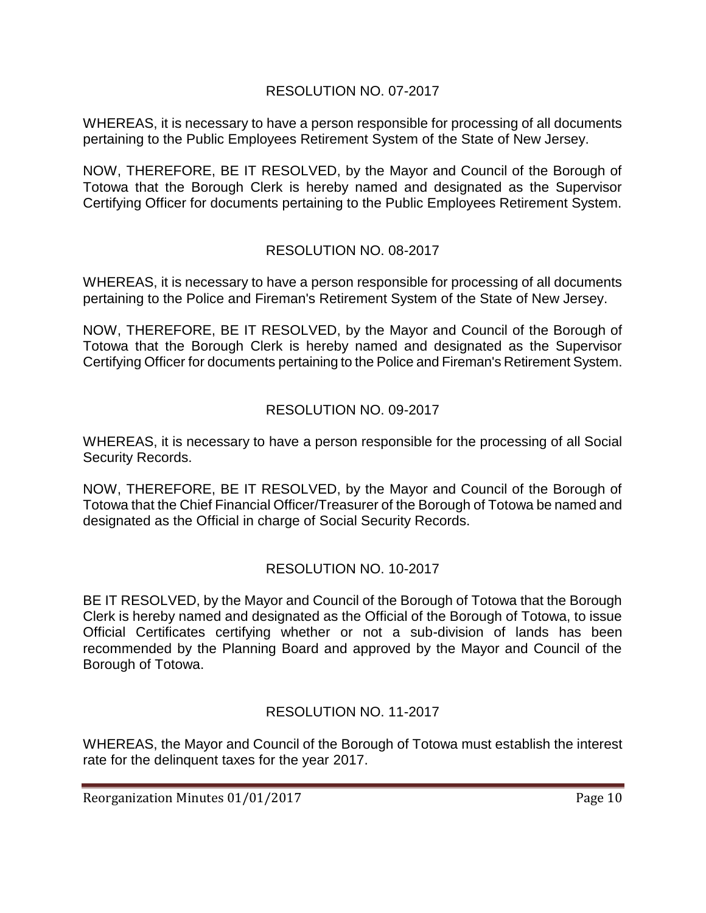## RESOLUTION NO. 07-2017

WHEREAS, it is necessary to have a person responsible for processing of all documents pertaining to the Public Employees Retirement System of the State of New Jersey.

NOW, THEREFORE, BE IT RESOLVED, by the Mayor and Council of the Borough of Totowa that the Borough Clerk is hereby named and designated as the Supervisor Certifying Officer for documents pertaining to the Public Employees Retirement System.

## RESOLUTION NO. 08-2017

WHEREAS, it is necessary to have a person responsible for processing of all documents pertaining to the Police and Fireman's Retirement System of the State of New Jersey.

NOW, THEREFORE, BE IT RESOLVED, by the Mayor and Council of the Borough of Totowa that the Borough Clerk is hereby named and designated as the Supervisor Certifying Officer for documents pertaining to the Police and Fireman's Retirement System.

## RESOLUTION NO. 09-2017

WHEREAS, it is necessary to have a person responsible for the processing of all Social Security Records.

NOW, THEREFORE, BE IT RESOLVED, by the Mayor and Council of the Borough of Totowa that the Chief Financial Officer/Treasurer of the Borough of Totowa be named and designated as the Official in charge of Social Security Records.

## RESOLUTION NO. 10-2017

BE IT RESOLVED, by the Mayor and Council of the Borough of Totowa that the Borough Clerk is hereby named and designated as the Official of the Borough of Totowa, to issue Official Certificates certifying whether or not a sub-division of lands has been recommended by the Planning Board and approved by the Mayor and Council of the Borough of Totowa.

## RESOLUTION NO. 11-2017

WHEREAS, the Mayor and Council of the Borough of Totowa must establish the interest rate for the delinquent taxes for the year 2017.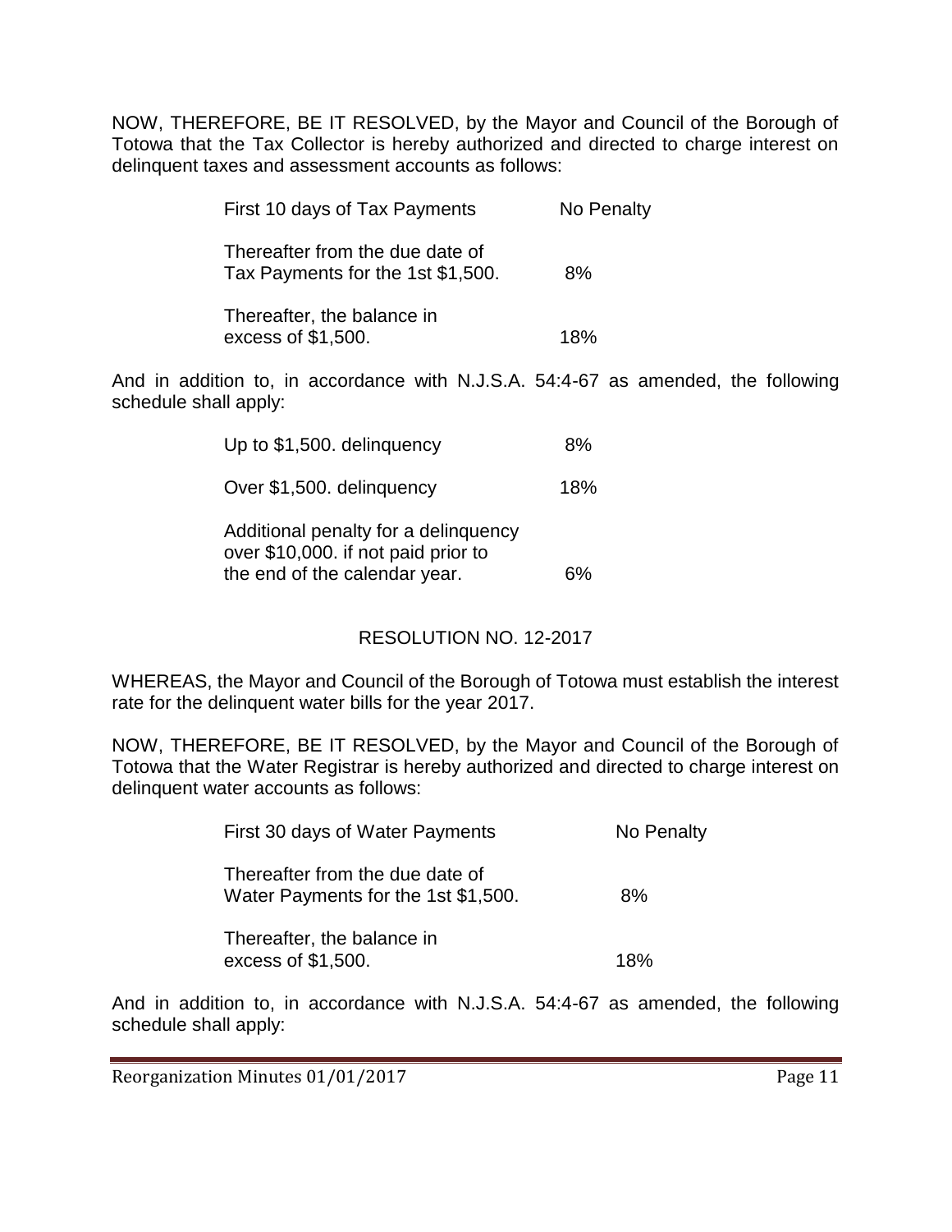NOW, THEREFORE, BE IT RESOLVED, by the Mayor and Council of the Borough of Totowa that the Tax Collector is hereby authorized and directed to charge interest on delinquent taxes and assessment accounts as follows:

| | |
|---|---|
| First 10 days of Tax Payments | No Penalty |
| Thereafter from the due date of Tax Payments for the 1st $1,500. | 8% |
| Thereafter, the balance in excess of $1,500. | 18% |

And in addition to, in accordance with N.J.S.A. 54:4-67 as amended, the following schedule shall apply:

| | |
|---|---|
| Up to $1,500. delinquency | 8% |
| Over $1,500. delinquency | 18% |
| Additional penalty for a delinquency over $10,000. if not paid prior to the end of the calendar year. | 6% |

## RESOLUTION NO. 12-2017

WHEREAS, the Mayor and Council of the Borough of Totowa must establish the interest rate for the delinquent water bills for the year 2017.

NOW, THEREFORE, BE IT RESOLVED, by the Mayor and Council of the Borough of Totowa that the Water Registrar is hereby authorized and directed to charge interest on delinquent water accounts as follows:

| | |
|---|---|
| First 30 days of Water Payments | No Penalty |
| Thereafter from the due date of Water Payments for the 1st $1,500. | 8% |
| Thereafter, the balance in excess of $1,500. | 18% |

And in addition to, in accordance with N.J.S.A. 54:4-67 as amended, the following schedule shall apply: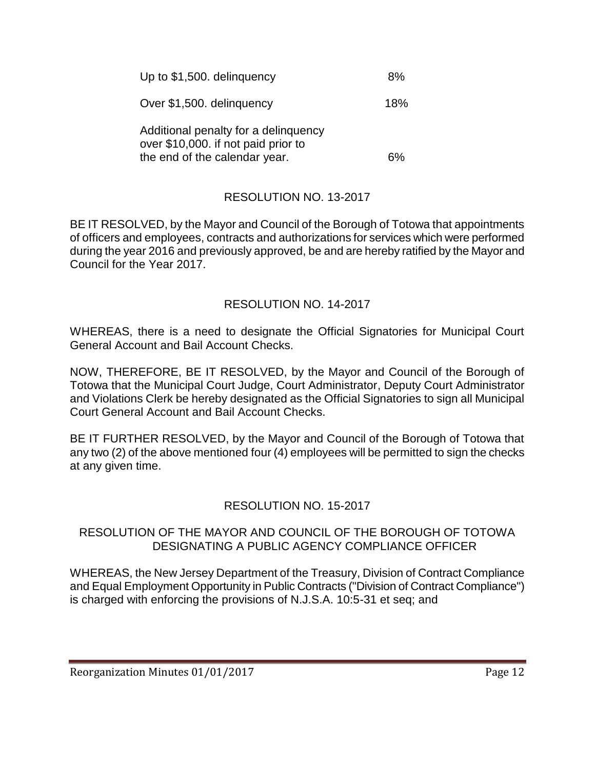| | |
|---|---|
| Up to $1,500. delinquency | 8% |
| Over $1,500. delinquency | 18% |
| Additional penalty for a delinquency over $10,000. if not paid prior to the end of the calendar year. | 6% |

## RESOLUTION NO. 13-2017

BE IT RESOLVED, by the Mayor and Council of the Borough of Totowa that appointments of officers and employees, contracts and authorizations for services which were performed during the year 2016 and previously approved, be and are hereby ratified by the Mayor and Council for the Year 2017.

## RESOLUTION NO. 14-2017

WHEREAS, there is a need to designate the Official Signatories for Municipal Court General Account and Bail Account Checks.

NOW, THEREFORE, BE IT RESOLVED, by the Mayor and Council of the Borough of Totowa that the Municipal Court Judge, Court Administrator, Deputy Court Administrator and Violations Clerk be hereby designated as the Official Signatories to sign all Municipal Court General Account and Bail Account Checks.

BE IT FURTHER RESOLVED, by the Mayor and Council of the Borough of Totowa that any two (2) of the above mentioned four (4) employees will be permitted to sign the checks at any given time.

## RESOLUTION NO. 15-2017

### RESOLUTION OF THE MAYOR AND COUNCIL OF THE BOROUGH OF TOTOWA DESIGNATING A PUBLIC AGENCY COMPLIANCE OFFICER

WHEREAS, the New Jersey Department of the Treasury, Division of Contract Compliance and Equal Employment Opportunity in Public Contracts ("Division of Contract Compliance") is charged with enforcing the provisions of N.J.S.A. 10:5-31 et seq; and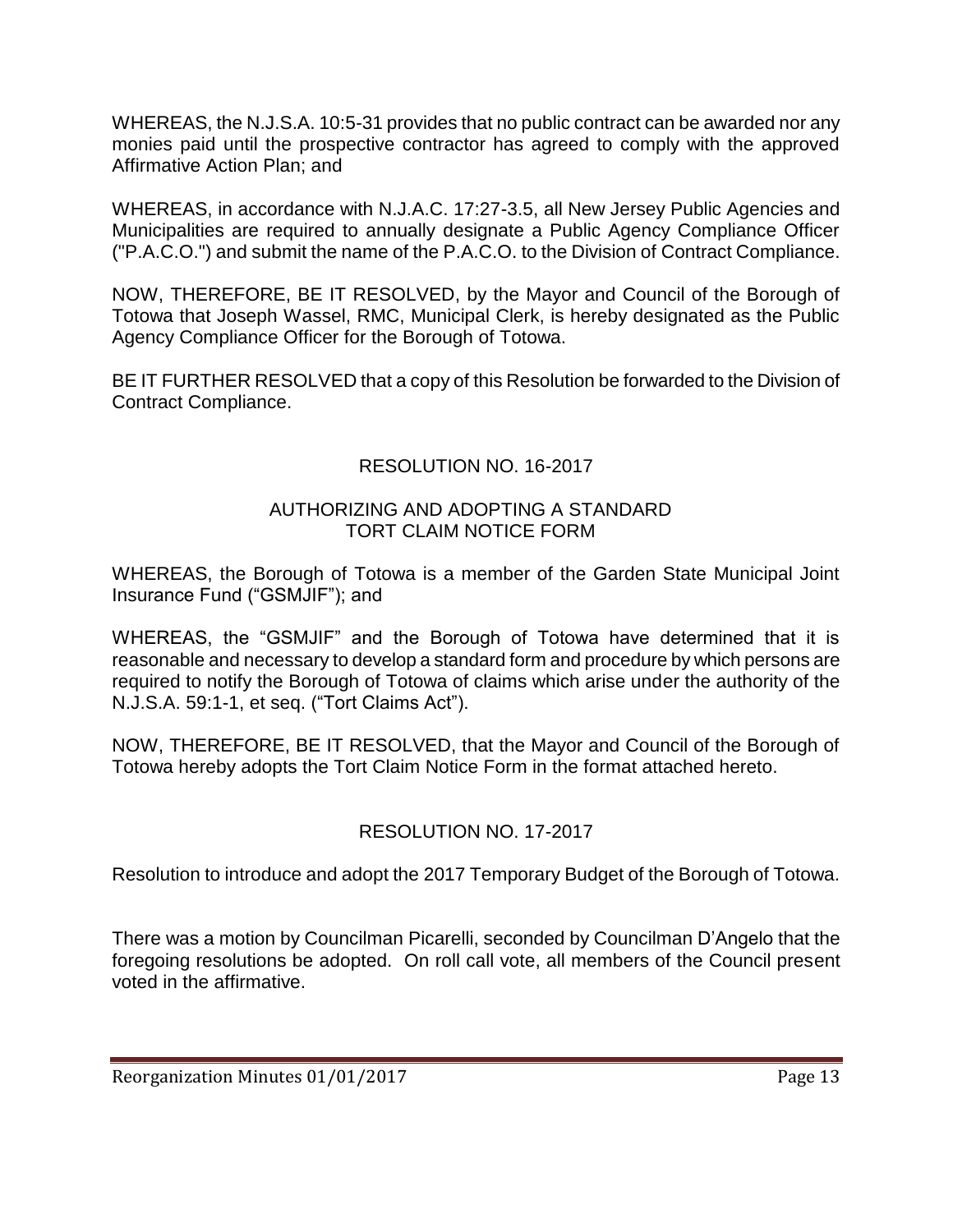WHEREAS, the N.J.S.A. 10:5-31 provides that no public contract can be awarded nor any monies paid until the prospective contractor has agreed to comply with the approved Affirmative Action Plan; and

WHEREAS, in accordance with N.J.A.C. 17:27-3.5, all New Jersey Public Agencies and Municipalities are required to annually designate a Public Agency Compliance Officer ("P.A.C.O.") and submit the name of the P.A.C.O. to the Division of Contract Compliance.

NOW, THEREFORE, BE IT RESOLVED, by the Mayor and Council of the Borough of Totowa that Joseph Wassel, RMC, Municipal Clerk, is hereby designated as the Public Agency Compliance Officer for the Borough of Totowa.

BE IT FURTHER RESOLVED that a copy of this Resolution be forwarded to the Division of Contract Compliance.

RESOLUTION NO. 16-2017

AUTHORIZING AND ADOPTING A STANDARD TORT CLAIM NOTICE FORM

WHEREAS, the Borough of Totowa is a member of the Garden State Municipal Joint Insurance Fund ("GSMJIF"); and

WHEREAS, the "GSMJIF" and the Borough of Totowa have determined that it is reasonable and necessary to develop a standard form and procedure by which persons are required to notify the Borough of Totowa of claims which arise under the authority of the N.J.S.A. 59:1-1, et seq. ("Tort Claims Act").

NOW, THEREFORE, BE IT RESOLVED, that the Mayor and Council of the Borough of Totowa hereby adopts the Tort Claim Notice Form in the format attached hereto.

RESOLUTION NO. 17-2017

Resolution to introduce and adopt the 2017 Temporary Budget of the Borough of Totowa.

There was a motion by Councilman Picarelli, seconded by Councilman D'Angelo that the foregoing resolutions be adopted. On roll call vote, all members of the Council present voted in the affirmative.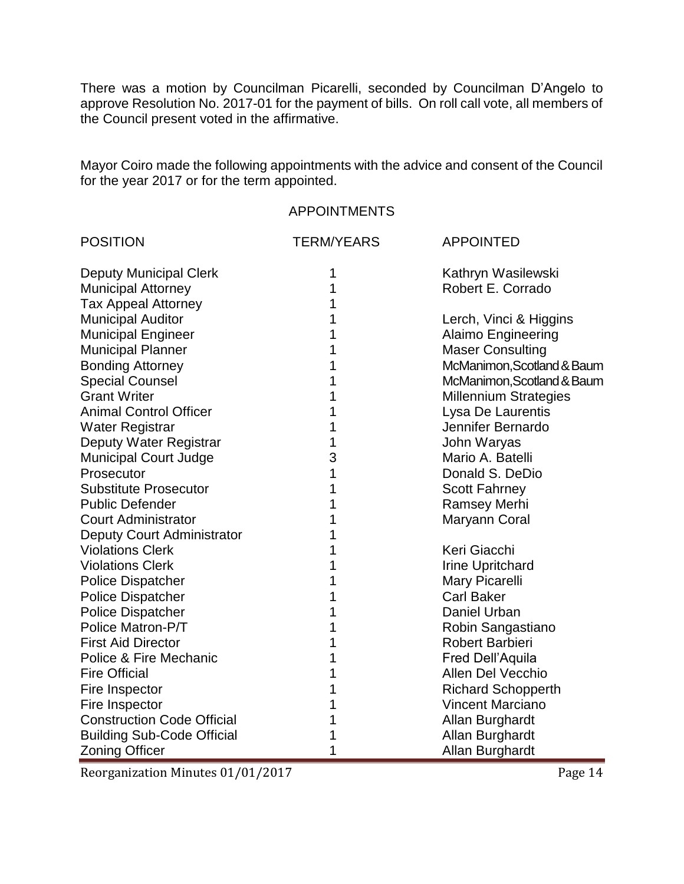There was a motion by Councilman Picarelli, seconded by Councilman D'Angelo to approve Resolution No. 2017-01 for the payment of bills. On roll call vote, all members of the Council present voted in the affirmative.

Mayor Coiro made the following appointments with the advice and consent of the Council for the year 2017 or for the term appointed.

APPOINTMENTS

| POSITION | TERM/YEARS | APPOINTED |
|---|---|---|
| Deputy Municipal Clerk | 1 | Kathryn Wasilewski |
| Municipal Attorney | 1 | Robert E. Corrado |
| Tax Appeal Attorney | 1 | |
| Municipal Auditor | 1 | Lerch, Vinci & Higgins |
| Municipal Engineer | 1 | Alaimo Engineering |
| Municipal Planner | 1 | Maser Consulting |
| Bonding Attorney | 1 | McManimon,Scotland & Baum |
| Special Counsel | 1 | McManimon,Scotland & Baum |
| Grant Writer | 1 | Millennium Strategies |
| Animal Control Officer | 1 | Lysa De Laurentis |
| Water Registrar | 1 | Jennifer Bernardo |
| Deputy Water Registrar | 1 | John Waryas |
| Municipal Court Judge | 3 | Mario A. Batelli |
| Prosecutor | 1 | Donald S. DeDio |
| Substitute Prosecutor | 1 | Scott Fahrney |
| Public Defender | 1 | Ramsey Merhi |
| Court Administrator | 1 | Maryann Coral |
| Deputy Court Administrator | 1 | |
| Violations Clerk | 1 | Keri Giacchi |
| Violations Clerk | 1 | Irine Upritchard |
| Police Dispatcher | 1 | Mary Picarelli |
| Police Dispatcher | 1 | Carl Baker |
| Police Dispatcher | 1 | Daniel Urban |
| Police Matron-P/T | 1 | Robin Sangastiano |
| First Aid Director | 1 | Robert Barbieri |
| Police & Fire Mechanic | 1 | Fred Dell'Aquila |
| Fire Official | 1 | Allen Del Vecchio |
| Fire Inspector | 1 | Richard Schopperth |
| Fire Inspector | 1 | Vincent Marciano |
| Construction Code Official | 1 | Allan Burghardt |
| Building Sub-Code Official | 1 | Allan Burghardt |
| Zoning Officer | 1 | Allan Burghardt |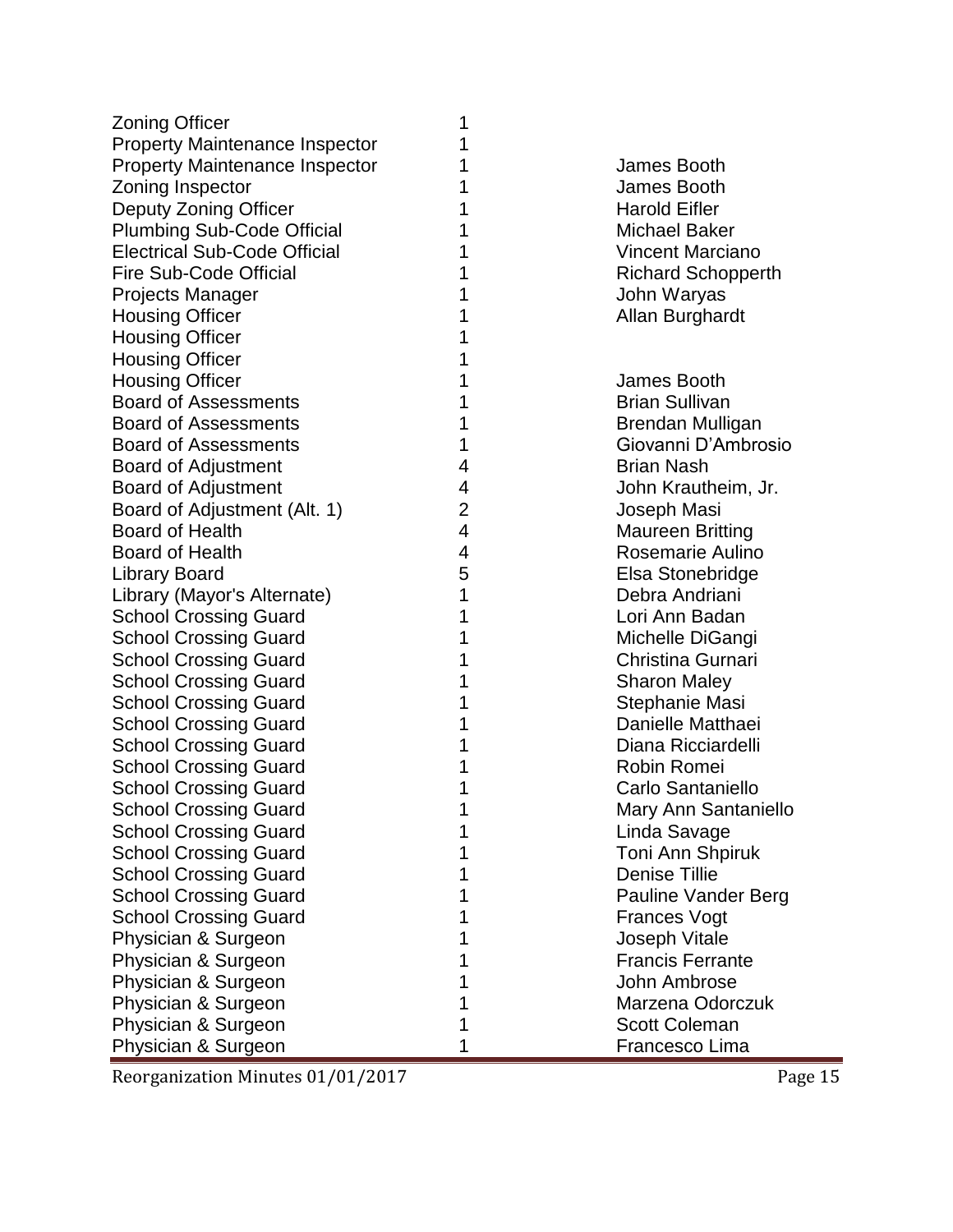| | | |
|---|---|---|
| Zoning Officer | 1 | |
| Property Maintenance Inspector | 1 | |
| Property Maintenance Inspector | 1 | James Booth |
| Zoning Inspector | 1 | James Booth |
| Deputy Zoning Officer | 1 | Harold Eifler |
| Plumbing Sub-Code Official | 1 | Michael Baker |
| Electrical Sub-Code Official | 1 | Vincent Marciano |
| Fire Sub-Code Official | 1 | Richard Schopperth |
| Projects Manager | 1 | John Waryas |
| Housing Officer | 1 | Allan Burghardt |
| Housing Officer | 1 | |
| Housing Officer | 1 | |
| Housing Officer | 1 | James Booth |
| Board of Assessments | 1 | Brian Sullivan |
| Board of Assessments | 1 | Brendan Mulligan |
| Board of Assessments | 1 | Giovanni D'Ambrosio |
| Board of Adjustment | 4 | Brian Nash |
| Board of Adjustment | 4 | John Krautheim, Jr. |
| Board of Adjustment (Alt. 1) | 2 | Joseph Masi |
| Board of Health | 4 | Maureen Britting |
| Board of Health | 4 | Rosemarie Aulino |
| Library Board | 5 | Elsa Stonebridge |
| Library (Mayor's Alternate) | 1 | Debra Andriani |
| School Crossing Guard | 1 | Lori Ann Badan |
| School Crossing Guard | 1 | Michelle DiGangi |
| School Crossing Guard | 1 | Christina Gurnari |
| School Crossing Guard | 1 | Sharon Maley |
| School Crossing Guard | 1 | Stephanie Masi |
| School Crossing Guard | 1 | Danielle Matthaei |
| School Crossing Guard | 1 | Diana Ricciardelli |
| School Crossing Guard | 1 | Robin Romei |
| School Crossing Guard | 1 | Carlo Santaniello |
| School Crossing Guard | 1 | Mary Ann Santaniello |
| School Crossing Guard | 1 | Linda Savage |
| School Crossing Guard | 1 | Toni Ann Shpiruk |
| School Crossing Guard | 1 | Denise Tillie |
| School Crossing Guard | 1 | Pauline Vander Berg |
| School Crossing Guard | 1 | Frances Vogt |
| Physician & Surgeon | 1 | Joseph Vitale |
| Physician & Surgeon | 1 | Francis Ferrante |
| Physician & Surgeon | 1 | John Ambrose |
| Physician & Surgeon | 1 | Marzena Odorczuk |
| Physician & Surgeon | 1 | Scott Coleman |
| Physician & Surgeon | 1 | Francesco Lima |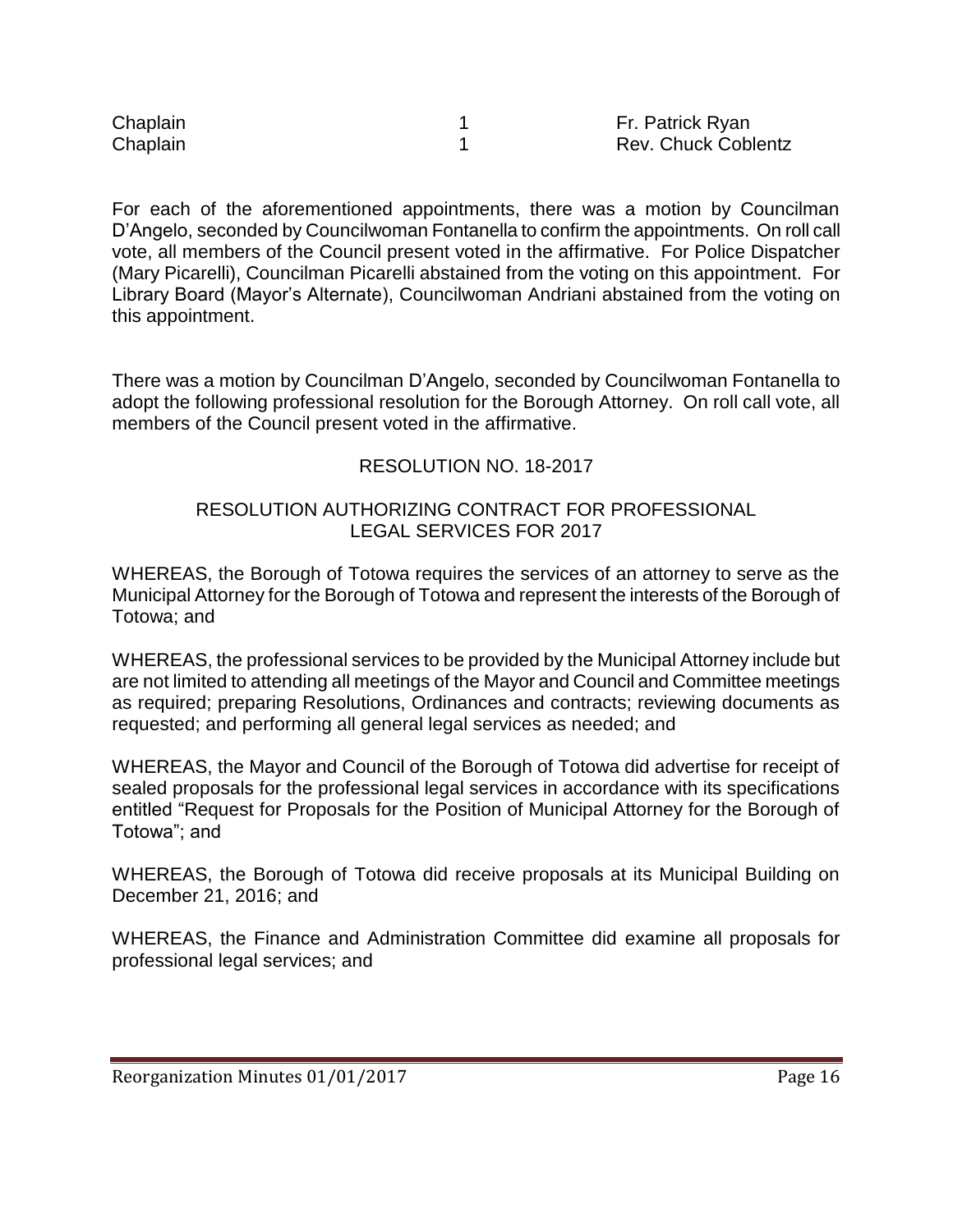| Chaplain | 1 | Fr. Patrick Ryan |
|---|---|---|
| Chaplain | 1 | Rev. Chuck Coblentz |

For each of the aforementioned appointments, there was a motion by Councilman D'Angelo, seconded by Councilwoman Fontanella to confirm the appointments. On roll call vote, all members of the Council present voted in the affirmative. For Police Dispatcher (Mary Picarelli), Councilman Picarelli abstained from the voting on this appointment. For Library Board (Mayor's Alternate), Councilwoman Andriani abstained from the voting on this appointment.

There was a motion by Councilman D'Angelo, seconded by Councilwoman Fontanella to adopt the following professional resolution for the Borough Attorney. On roll call vote, all members of the Council present voted in the affirmative.

RESOLUTION NO. 18-2017

RESOLUTION AUTHORIZING CONTRACT FOR PROFESSIONAL LEGAL SERVICES FOR 2017

WHEREAS, the Borough of Totowa requires the services of an attorney to serve as the Municipal Attorney for the Borough of Totowa and represent the interests of the Borough of Totowa; and

WHEREAS, the professional services to be provided by the Municipal Attorney include but are not limited to attending all meetings of the Mayor and Council and Committee meetings as required; preparing Resolutions, Ordinances and contracts; reviewing documents as requested; and performing all general legal services as needed; and

WHEREAS, the Mayor and Council of the Borough of Totowa did advertise for receipt of sealed proposals for the professional legal services in accordance with its specifications entitled "Request for Proposals for the Position of Municipal Attorney for the Borough of Totowa"; and

WHEREAS, the Borough of Totowa did receive proposals at its Municipal Building on December 21, 2016; and

WHEREAS, the Finance and Administration Committee did examine all proposals for professional legal services; and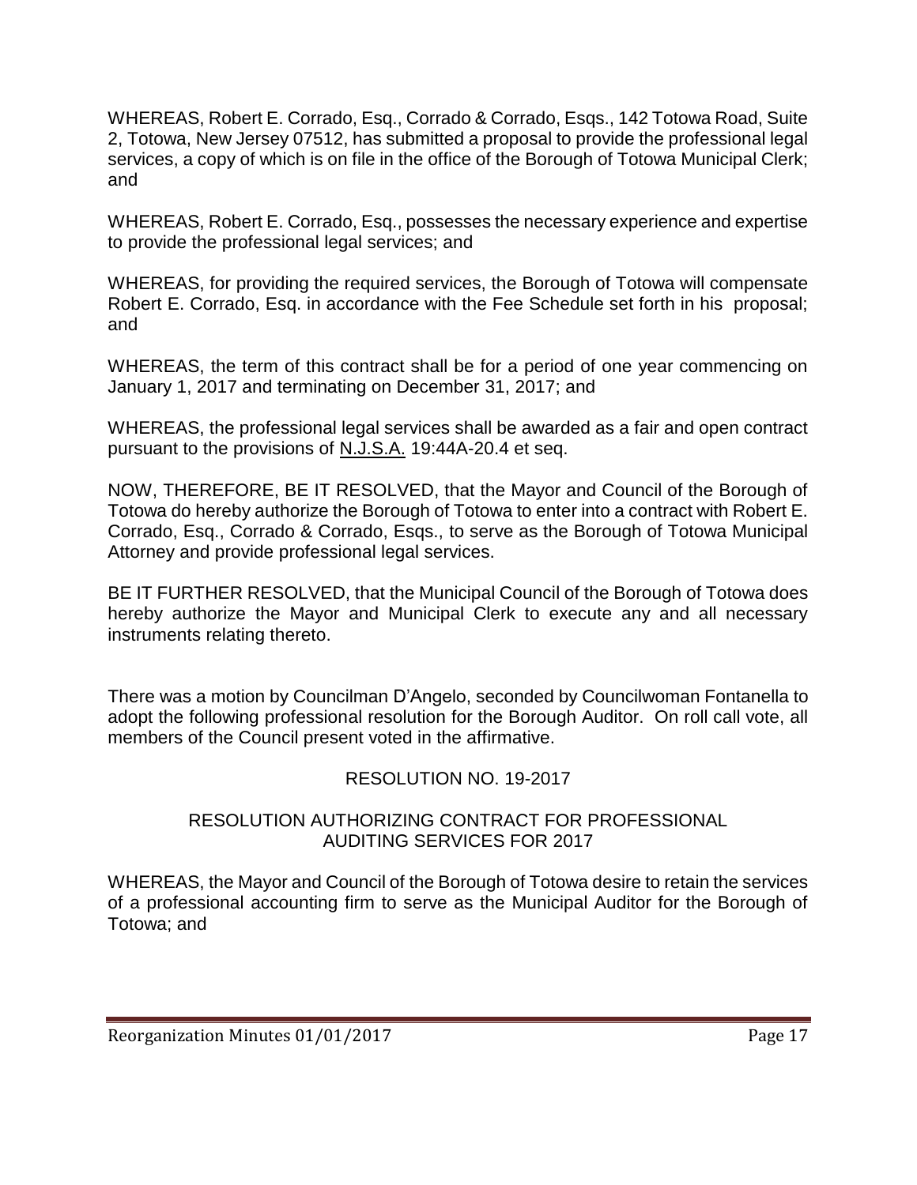WHEREAS, Robert E. Corrado, Esq., Corrado & Corrado, Esqs., 142 Totowa Road, Suite 2, Totowa, New Jersey 07512, has submitted a proposal to provide the professional legal services, a copy of which is on file in the office of the Borough of Totowa Municipal Clerk; and

WHEREAS, Robert E. Corrado, Esq., possesses the necessary experience and expertise to provide the professional legal services; and

WHEREAS, for providing the required services, the Borough of Totowa will compensate Robert E. Corrado, Esq. in accordance with the Fee Schedule set forth in his proposal; and

WHEREAS, the term of this contract shall be for a period of one year commencing on January 1, 2017 and terminating on December 31, 2017; and

WHEREAS, the professional legal services shall be awarded as a fair and open contract pursuant to the provisions of N.J.S.A. 19:44A-20.4 et seq.

NOW, THEREFORE, BE IT RESOLVED, that the Mayor and Council of the Borough of Totowa do hereby authorize the Borough of Totowa to enter into a contract with Robert E. Corrado, Esq., Corrado & Corrado, Esqs., to serve as the Borough of Totowa Municipal Attorney and provide professional legal services.

BE IT FURTHER RESOLVED, that the Municipal Council of the Borough of Totowa does hereby authorize the Mayor and Municipal Clerk to execute any and all necessary instruments relating thereto.

There was a motion by Councilman D'Angelo, seconded by Councilwoman Fontanella to adopt the following professional resolution for the Borough Auditor. On roll call vote, all members of the Council present voted in the affirmative.

RESOLUTION NO. 19-2017

RESOLUTION AUTHORIZING CONTRACT FOR PROFESSIONAL AUDITING SERVICES FOR 2017

WHEREAS, the Mayor and Council of the Borough of Totowa desire to retain the services of a professional accounting firm to serve as the Municipal Auditor for the Borough of Totowa; and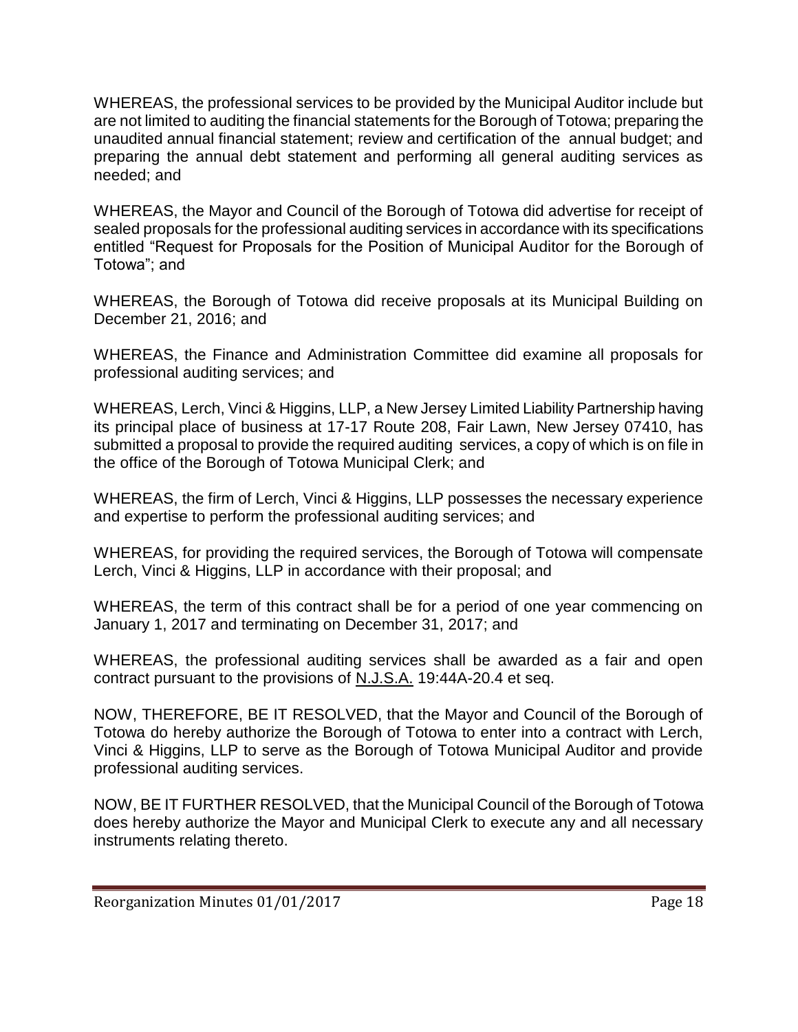WHEREAS, the professional services to be provided by the Municipal Auditor include but are not limited to auditing the financial statements for the Borough of Totowa; preparing the unaudited annual financial statement; review and certification of the annual budget; and preparing the annual debt statement and performing all general auditing services as needed; and

WHEREAS, the Mayor and Council of the Borough of Totowa did advertise for receipt of sealed proposals for the professional auditing services in accordance with its specifications entitled "Request for Proposals for the Position of Municipal Auditor for the Borough of Totowa"; and

WHEREAS, the Borough of Totowa did receive proposals at its Municipal Building on December 21, 2016; and

WHEREAS, the Finance and Administration Committee did examine all proposals for professional auditing services; and

WHEREAS, Lerch, Vinci & Higgins, LLP, a New Jersey Limited Liability Partnership having its principal place of business at 17-17 Route 208, Fair Lawn, New Jersey 07410, has submitted a proposal to provide the required auditing services, a copy of which is on file in the office of the Borough of Totowa Municipal Clerk; and

WHEREAS, the firm of Lerch, Vinci & Higgins, LLP possesses the necessary experience and expertise to perform the professional auditing services; and

WHEREAS, for providing the required services, the Borough of Totowa will compensate Lerch, Vinci & Higgins, LLP in accordance with their proposal; and

WHEREAS, the term of this contract shall be for a period of one year commencing on January 1, 2017 and terminating on December 31, 2017; and

WHEREAS, the professional auditing services shall be awarded as a fair and open contract pursuant to the provisions of N.J.S.A. 19:44A-20.4 et seq.

NOW, THEREFORE, BE IT RESOLVED, that the Mayor and Council of the Borough of Totowa do hereby authorize the Borough of Totowa to enter into a contract with Lerch, Vinci & Higgins, LLP to serve as the Borough of Totowa Municipal Auditor and provide professional auditing services.

NOW, BE IT FURTHER RESOLVED, that the Municipal Council of the Borough of Totowa does hereby authorize the Mayor and Municipal Clerk to execute any and all necessary instruments relating thereto.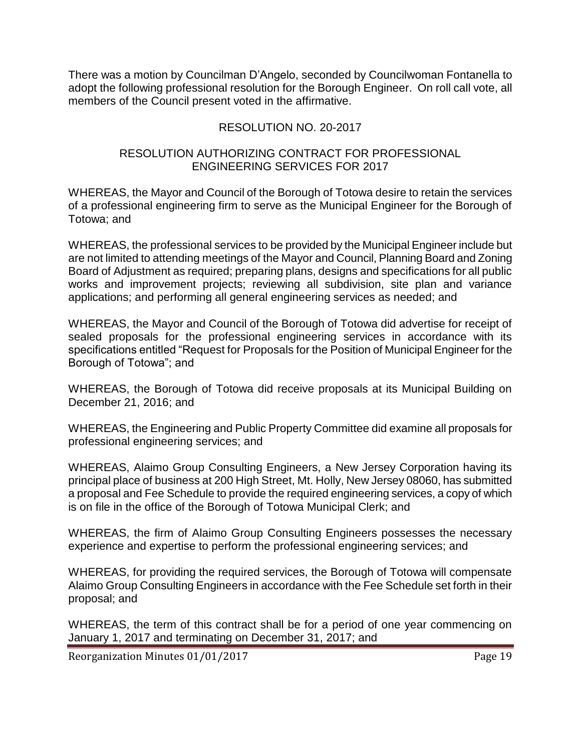There was a motion by Councilman D'Angelo, seconded by Councilwoman Fontanella to adopt the following professional resolution for the Borough Engineer. On roll call vote, all members of the Council present voted in the affirmative.

RESOLUTION NO. 20-2017

RESOLUTION AUTHORIZING CONTRACT FOR PROFESSIONAL ENGINEERING SERVICES FOR 2017

WHEREAS, the Mayor and Council of the Borough of Totowa desire to retain the services of a professional engineering firm to serve as the Municipal Engineer for the Borough of Totowa; and

WHEREAS, the professional services to be provided by the Municipal Engineer include but are not limited to attending meetings of the Mayor and Council, Planning Board and Zoning Board of Adjustment as required; preparing plans, designs and specifications for all public works and improvement projects; reviewing all subdivision, site plan and variance applications; and performing all general engineering services as needed; and

WHEREAS, the Mayor and Council of the Borough of Totowa did advertise for receipt of sealed proposals for the professional engineering services in accordance with its specifications entitled "Request for Proposals for the Position of Municipal Engineer for the Borough of Totowa"; and

WHEREAS, the Borough of Totowa did receive proposals at its Municipal Building on December 21, 2016; and

WHEREAS, the Engineering and Public Property Committee did examine all proposals for professional engineering services; and

WHEREAS, Alaimo Group Consulting Engineers, a New Jersey Corporation having its principal place of business at 200 High Street, Mt. Holly, New Jersey 08060, has submitted a proposal and Fee Schedule to provide the required engineering services, a copy of which is on file in the office of the Borough of Totowa Municipal Clerk; and

WHEREAS, the firm of Alaimo Group Consulting Engineers possesses the necessary experience and expertise to perform the professional engineering services; and

WHEREAS, for providing the required services, the Borough of Totowa will compensate Alaimo Group Consulting Engineers in accordance with the Fee Schedule set forth in their proposal; and

WHEREAS, the term of this contract shall be for a period of one year commencing on January 1, 2017 and terminating on December 31, 2017; and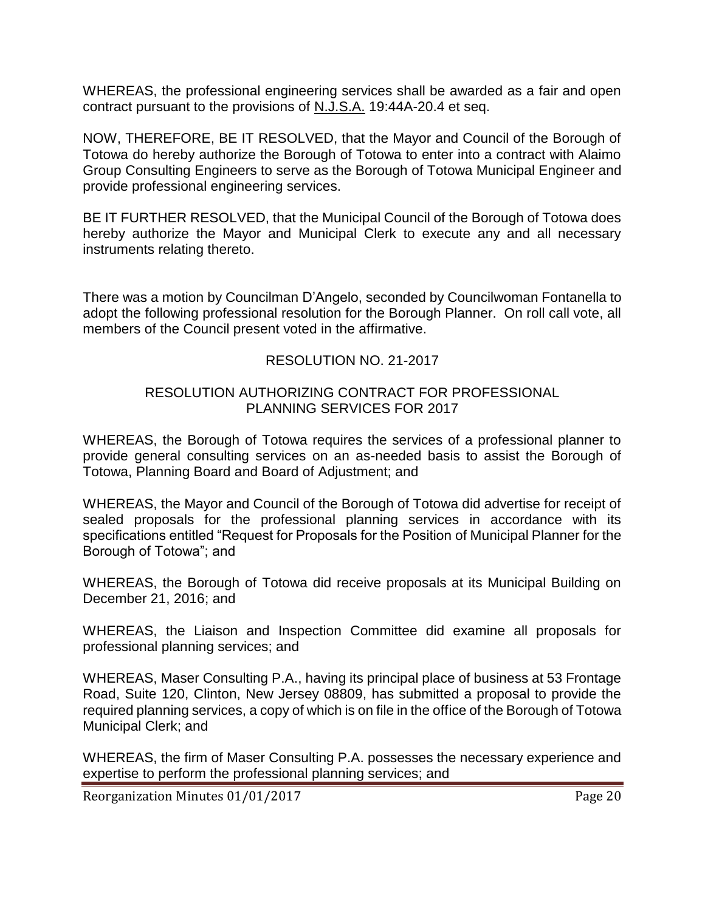WHEREAS, the professional engineering services shall be awarded as a fair and open contract pursuant to the provisions of N.J.S.A. 19:44A-20.4 et seq.

NOW, THEREFORE, BE IT RESOLVED, that the Mayor and Council of the Borough of Totowa do hereby authorize the Borough of Totowa to enter into a contract with Alaimo Group Consulting Engineers to serve as the Borough of Totowa Municipal Engineer and provide professional engineering services.

BE IT FURTHER RESOLVED, that the Municipal Council of the Borough of Totowa does hereby authorize the Mayor and Municipal Clerk to execute any and all necessary instruments relating thereto.

There was a motion by Councilman D'Angelo, seconded by Councilwoman Fontanella to adopt the following professional resolution for the Borough Planner. On roll call vote, all members of the Council present voted in the affirmative.

RESOLUTION NO. 21-2017

RESOLUTION AUTHORIZING CONTRACT FOR PROFESSIONAL PLANNING SERVICES FOR 2017

WHEREAS, the Borough of Totowa requires the services of a professional planner to provide general consulting services on an as-needed basis to assist the Borough of Totowa, Planning Board and Board of Adjustment; and

WHEREAS, the Mayor and Council of the Borough of Totowa did advertise for receipt of sealed proposals for the professional planning services in accordance with its specifications entitled "Request for Proposals for the Position of Municipal Planner for the Borough of Totowa"; and

WHEREAS, the Borough of Totowa did receive proposals at its Municipal Building on December 21, 2016; and

WHEREAS, the Liaison and Inspection Committee did examine all proposals for professional planning services; and

WHEREAS, Maser Consulting P.A., having its principal place of business at 53 Frontage Road, Suite 120, Clinton, New Jersey 08809, has submitted a proposal to provide the required planning services, a copy of which is on file in the office of the Borough of Totowa Municipal Clerk; and

WHEREAS, the firm of Maser Consulting P.A. possesses the necessary experience and expertise to perform the professional planning services; and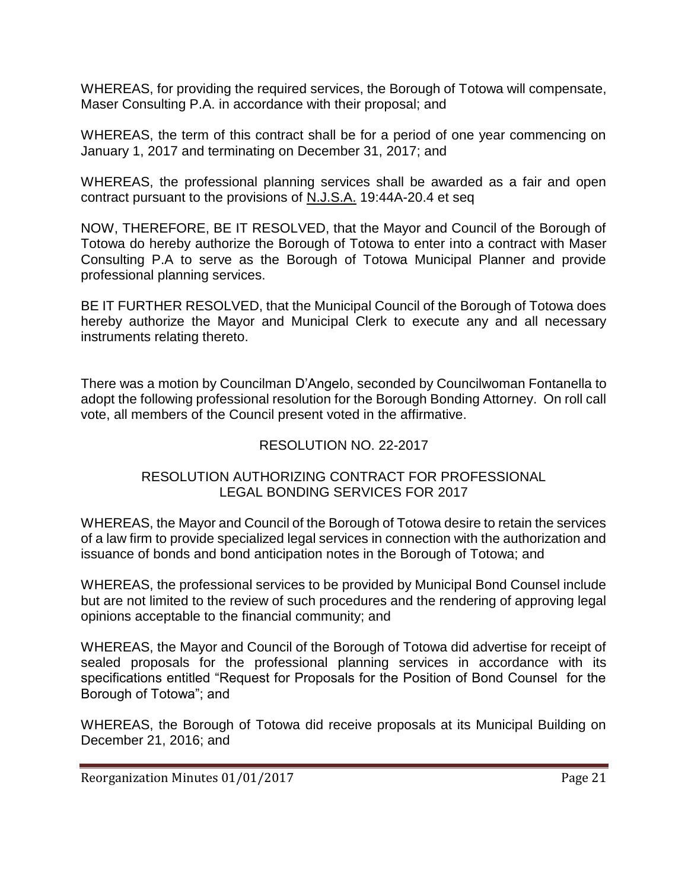WHEREAS, for providing the required services, the Borough of Totowa will compensate, Maser Consulting P.A. in accordance with their proposal; and

WHEREAS, the term of this contract shall be for a period of one year commencing on January 1, 2017 and terminating on December 31, 2017; and

WHEREAS, the professional planning services shall be awarded as a fair and open contract pursuant to the provisions of N.J.S.A. 19:44A-20.4 et seq

NOW, THEREFORE, BE IT RESOLVED, that the Mayor and Council of the Borough of Totowa do hereby authorize the Borough of Totowa to enter into a contract with Maser Consulting P.A to serve as the Borough of Totowa Municipal Planner and provide professional planning services.

BE IT FURTHER RESOLVED, that the Municipal Council of the Borough of Totowa does hereby authorize the Mayor and Municipal Clerk to execute any and all necessary instruments relating thereto.

There was a motion by Councilman D'Angelo, seconded by Councilwoman Fontanella to adopt the following professional resolution for the Borough Bonding Attorney. On roll call vote, all members of the Council present voted in the affirmative.

RESOLUTION NO. 22-2017

RESOLUTION AUTHORIZING CONTRACT FOR PROFESSIONAL LEGAL BONDING SERVICES FOR 2017

WHEREAS, the Mayor and Council of the Borough of Totowa desire to retain the services of a law firm to provide specialized legal services in connection with the authorization and issuance of bonds and bond anticipation notes in the Borough of Totowa; and

WHEREAS, the professional services to be provided by Municipal Bond Counsel include but are not limited to the review of such procedures and the rendering of approving legal opinions acceptable to the financial community; and

WHEREAS, the Mayor and Council of the Borough of Totowa did advertise for receipt of sealed proposals for the professional planning services in accordance with its specifications entitled "Request for Proposals for the Position of Bond Counsel for the Borough of Totowa"; and

WHEREAS, the Borough of Totowa did receive proposals at its Municipal Building on December 21, 2016; and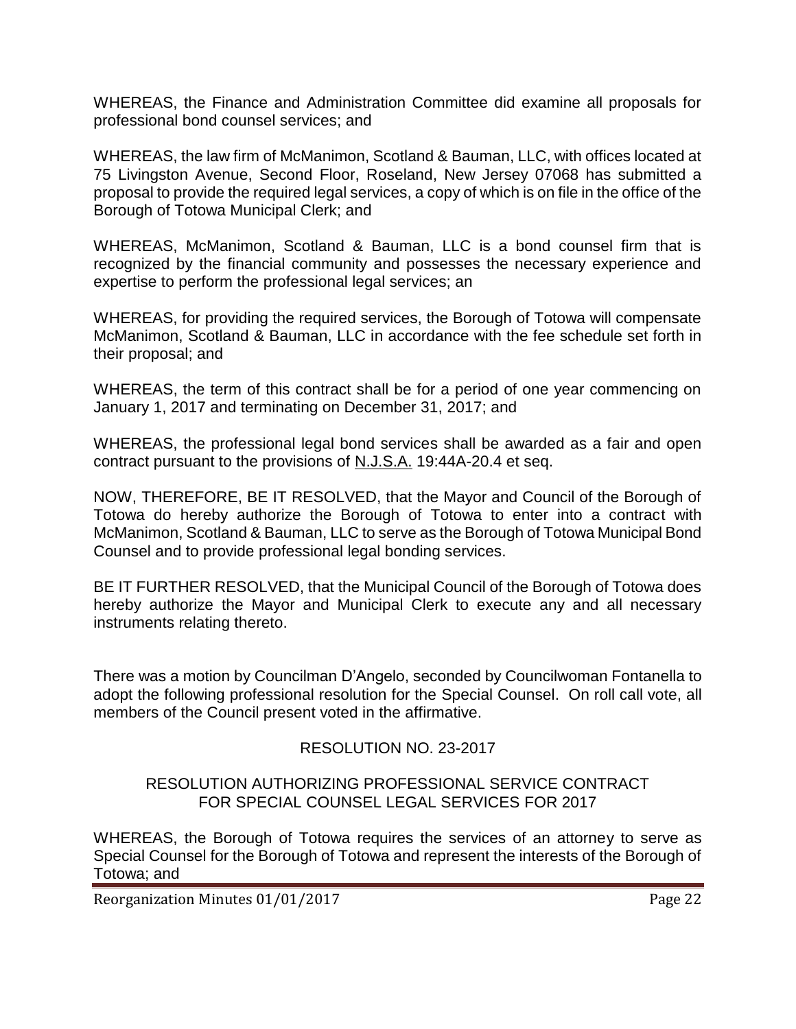WHEREAS, the Finance and Administration Committee did examine all proposals for professional bond counsel services; and

WHEREAS, the law firm of McManimon, Scotland & Bauman, LLC, with offices located at 75 Livingston Avenue, Second Floor, Roseland, New Jersey 07068 has submitted a proposal to provide the required legal services, a copy of which is on file in the office of the Borough of Totowa Municipal Clerk; and

WHEREAS, McManimon, Scotland & Bauman, LLC is a bond counsel firm that is recognized by the financial community and possesses the necessary experience and expertise to perform the professional legal services; an

WHEREAS, for providing the required services, the Borough of Totowa will compensate McManimon, Scotland & Bauman, LLC in accordance with the fee schedule set forth in their proposal; and

WHEREAS, the term of this contract shall be for a period of one year commencing on January 1, 2017 and terminating on December 31, 2017; and

WHEREAS, the professional legal bond services shall be awarded as a fair and open contract pursuant to the provisions of N.J.S.A. 19:44A-20.4 et seq.

NOW, THEREFORE, BE IT RESOLVED, that the Mayor and Council of the Borough of Totowa do hereby authorize the Borough of Totowa to enter into a contract with McManimon, Scotland & Bauman, LLC to serve as the Borough of Totowa Municipal Bond Counsel and to provide professional legal bonding services.

BE IT FURTHER RESOLVED, that the Municipal Council of the Borough of Totowa does hereby authorize the Mayor and Municipal Clerk to execute any and all necessary instruments relating thereto.

There was a motion by Councilman D'Angelo, seconded by Councilwoman Fontanella to adopt the following professional resolution for the Special Counsel. On roll call vote, all members of the Council present voted in the affirmative.

RESOLUTION NO. 23-2017

RESOLUTION AUTHORIZING PROFESSIONAL SERVICE CONTRACT FOR SPECIAL COUNSEL LEGAL SERVICES FOR 2017

WHEREAS, the Borough of Totowa requires the services of an attorney to serve as Special Counsel for the Borough of Totowa and represent the interests of the Borough of Totowa; and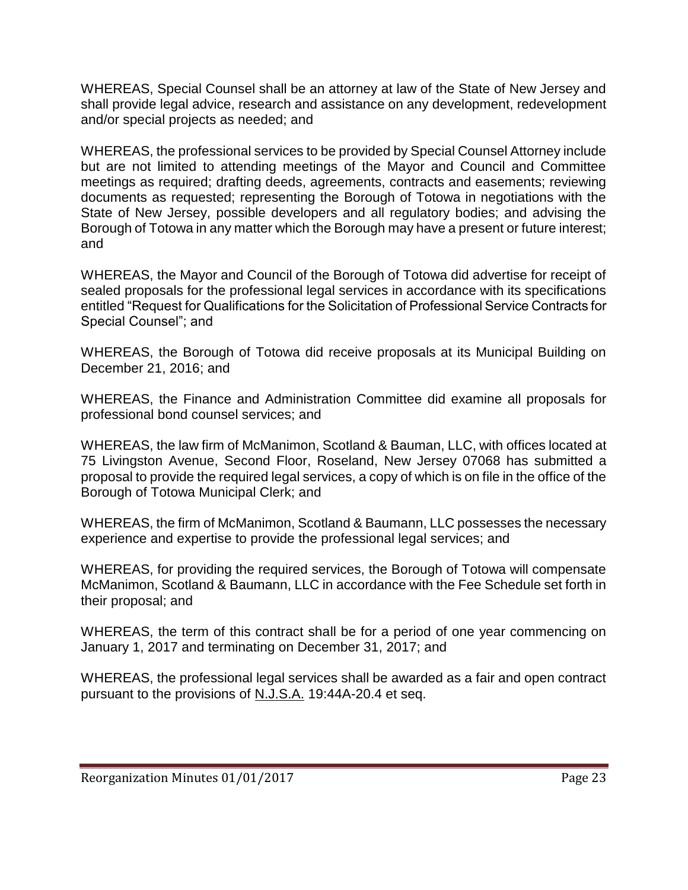WHEREAS, Special Counsel shall be an attorney at law of the State of New Jersey and shall provide legal advice, research and assistance on any development, redevelopment and/or special projects as needed; and

WHEREAS, the professional services to be provided by Special Counsel Attorney include but are not limited to attending meetings of the Mayor and Council and Committee meetings as required; drafting deeds, agreements, contracts and easements; reviewing documents as requested; representing the Borough of Totowa in negotiations with the State of New Jersey, possible developers and all regulatory bodies; and advising the Borough of Totowa in any matter which the Borough may have a present or future interest; and

WHEREAS, the Mayor and Council of the Borough of Totowa did advertise for receipt of sealed proposals for the professional legal services in accordance with its specifications entitled "Request for Qualifications for the Solicitation of Professional Service Contracts for Special Counsel"; and

WHEREAS, the Borough of Totowa did receive proposals at its Municipal Building on December 21, 2016; and

WHEREAS, the Finance and Administration Committee did examine all proposals for professional bond counsel services; and

WHEREAS, the law firm of McManimon, Scotland & Bauman, LLC, with offices located at 75 Livingston Avenue, Second Floor, Roseland, New Jersey 07068 has submitted a proposal to provide the required legal services, a copy of which is on file in the office of the Borough of Totowa Municipal Clerk; and

WHEREAS, the firm of McManimon, Scotland & Baumann, LLC possesses the necessary experience and expertise to provide the professional legal services; and

WHEREAS, for providing the required services, the Borough of Totowa will compensate McManimon, Scotland & Baumann, LLC in accordance with the Fee Schedule set forth in their proposal; and

WHEREAS, the term of this contract shall be for a period of one year commencing on January 1, 2017 and terminating on December 31, 2017; and

WHEREAS, the professional legal services shall be awarded as a fair and open contract pursuant to the provisions of N.J.S.A. 19:44A-20.4 et seq.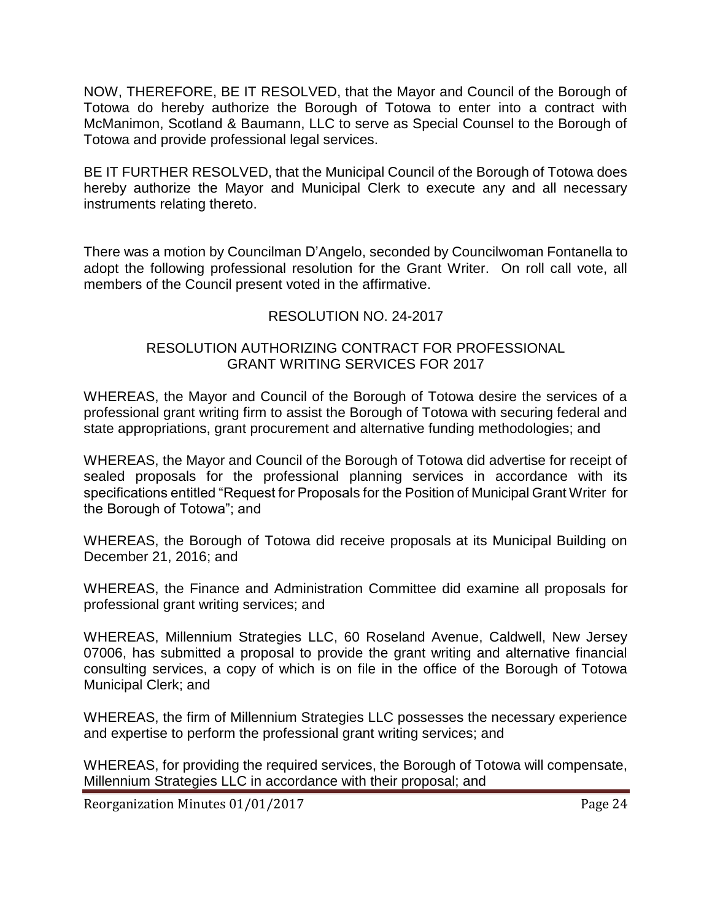NOW, THEREFORE, BE IT RESOLVED, that the Mayor and Council of the Borough of Totowa do hereby authorize the Borough of Totowa to enter into a contract with McManimon, Scotland & Baumann, LLC to serve as Special Counsel to the Borough of Totowa and provide professional legal services.

BE IT FURTHER RESOLVED, that the Municipal Council of the Borough of Totowa does hereby authorize the Mayor and Municipal Clerk to execute any and all necessary instruments relating thereto.

There was a motion by Councilman D'Angelo, seconded by Councilwoman Fontanella to adopt the following professional resolution for the Grant Writer. On roll call vote, all members of the Council present voted in the affirmative.

RESOLUTION NO. 24-2017

RESOLUTION AUTHORIZING CONTRACT FOR PROFESSIONAL GRANT WRITING SERVICES FOR 2017

WHEREAS, the Mayor and Council of the Borough of Totowa desire the services of a professional grant writing firm to assist the Borough of Totowa with securing federal and state appropriations, grant procurement and alternative funding methodologies; and

WHEREAS, the Mayor and Council of the Borough of Totowa did advertise for receipt of sealed proposals for the professional planning services in accordance with its specifications entitled "Request for Proposals for the Position of Municipal Grant Writer for the Borough of Totowa"; and

WHEREAS, the Borough of Totowa did receive proposals at its Municipal Building on December 21, 2016; and

WHEREAS, the Finance and Administration Committee did examine all proposals for professional grant writing services; and

WHEREAS, Millennium Strategies LLC, 60 Roseland Avenue, Caldwell, New Jersey 07006, has submitted a proposal to provide the grant writing and alternative financial consulting services, a copy of which is on file in the office of the Borough of Totowa Municipal Clerk; and

WHEREAS, the firm of Millennium Strategies LLC possesses the necessary experience and expertise to perform the professional grant writing services; and

WHEREAS, for providing the required services, the Borough of Totowa will compensate, Millennium Strategies LLC in accordance with their proposal; and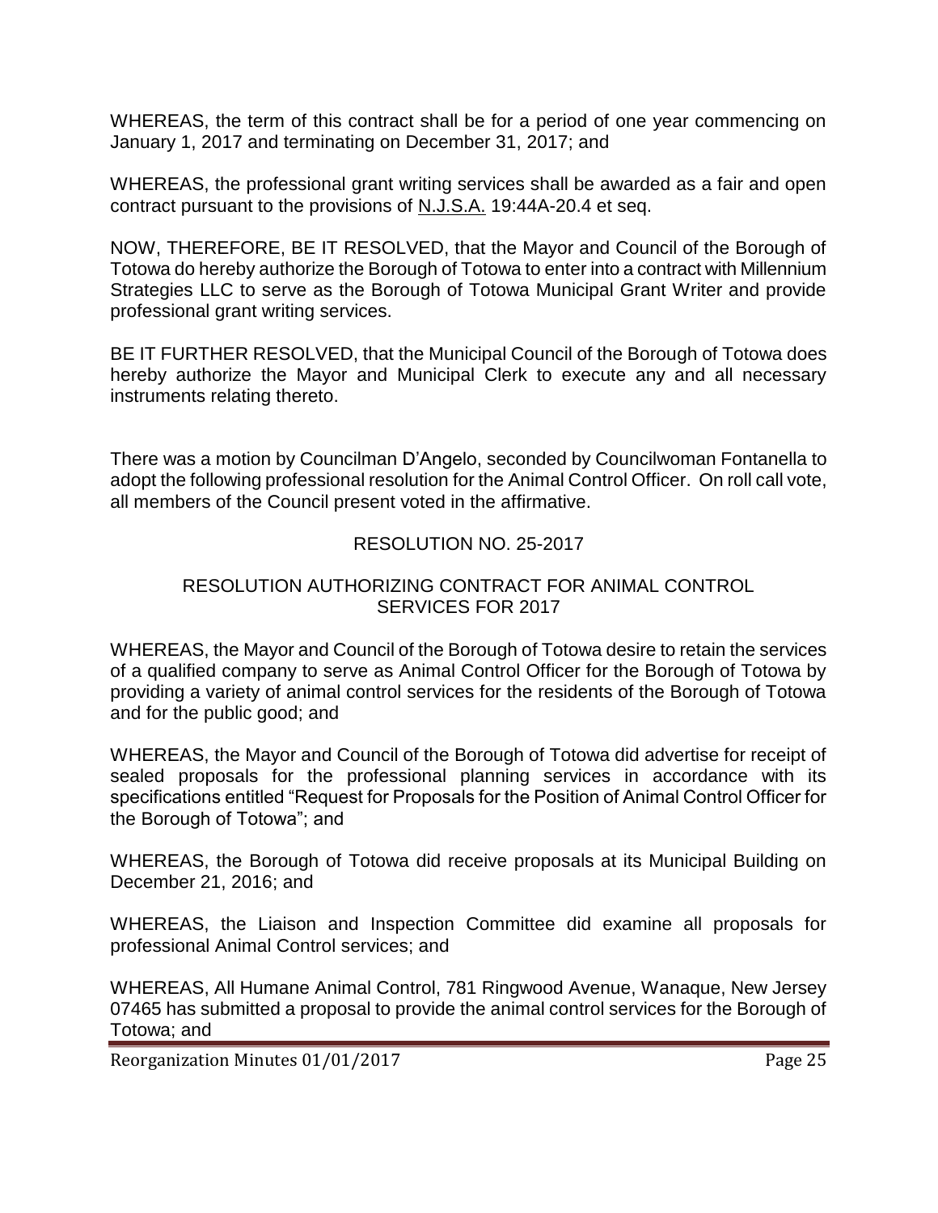WHEREAS, the term of this contract shall be for a period of one year commencing on January 1, 2017 and terminating on December 31, 2017; and

WHEREAS, the professional grant writing services shall be awarded as a fair and open contract pursuant to the provisions of N.J.S.A. 19:44A-20.4 et seq.

NOW, THEREFORE, BE IT RESOLVED, that the Mayor and Council of the Borough of Totowa do hereby authorize the Borough of Totowa to enter into a contract with Millennium Strategies LLC to serve as the Borough of Totowa Municipal Grant Writer and provide professional grant writing services.

BE IT FURTHER RESOLVED, that the Municipal Council of the Borough of Totowa does hereby authorize the Mayor and Municipal Clerk to execute any and all necessary instruments relating thereto.

There was a motion by Councilman D'Angelo, seconded by Councilwoman Fontanella to adopt the following professional resolution for the Animal Control Officer. On roll call vote, all members of the Council present voted in the affirmative.

RESOLUTION NO. 25-2017

RESOLUTION AUTHORIZING CONTRACT FOR ANIMAL CONTROL SERVICES FOR 2017

WHEREAS, the Mayor and Council of the Borough of Totowa desire to retain the services of a qualified company to serve as Animal Control Officer for the Borough of Totowa by providing a variety of animal control services for the residents of the Borough of Totowa and for the public good; and

WHEREAS, the Mayor and Council of the Borough of Totowa did advertise for receipt of sealed proposals for the professional planning services in accordance with its specifications entitled "Request for Proposals for the Position of Animal Control Officer for the Borough of Totowa"; and

WHEREAS, the Borough of Totowa did receive proposals at its Municipal Building on December 21, 2016; and

WHEREAS, the Liaison and Inspection Committee did examine all proposals for professional Animal Control services; and

WHEREAS, All Humane Animal Control, 781 Ringwood Avenue, Wanaque, New Jersey 07465 has submitted a proposal to provide the animal control services for the Borough of Totowa; and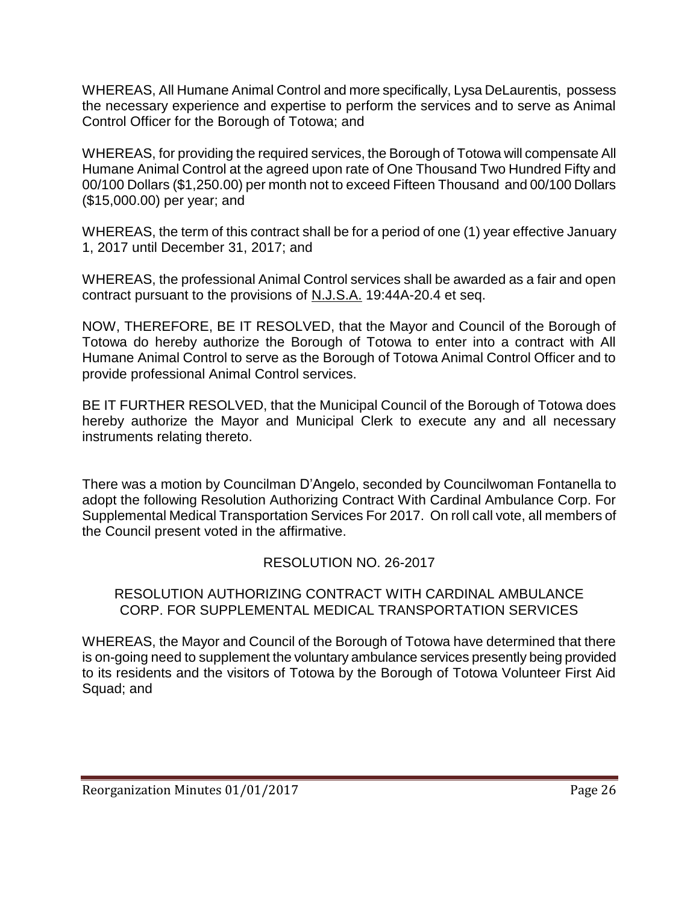WHEREAS, All Humane Animal Control and more specifically, Lysa DeLaurentis, possess the necessary experience and expertise to perform the services and to serve as Animal Control Officer for the Borough of Totowa; and

WHEREAS, for providing the required services, the Borough of Totowa will compensate All Humane Animal Control at the agreed upon rate of One Thousand Two Hundred Fifty and 00/100 Dollars ($1,250.00) per month not to exceed Fifteen Thousand and 00/100 Dollars ($15,000.00) per year; and

WHEREAS, the term of this contract shall be for a period of one (1) year effective January 1, 2017 until December 31, 2017; and

WHEREAS, the professional Animal Control services shall be awarded as a fair and open contract pursuant to the provisions of N.J.S.A. 19:44A-20.4 et seq.

NOW, THEREFORE, BE IT RESOLVED, that the Mayor and Council of the Borough of Totowa do hereby authorize the Borough of Totowa to enter into a contract with All Humane Animal Control to serve as the Borough of Totowa Animal Control Officer and to provide professional Animal Control services.

BE IT FURTHER RESOLVED, that the Municipal Council of the Borough of Totowa does hereby authorize the Mayor and Municipal Clerk to execute any and all necessary instruments relating thereto.

There was a motion by Councilman D'Angelo, seconded by Councilwoman Fontanella to adopt the following Resolution Authorizing Contract With Cardinal Ambulance Corp. For Supplemental Medical Transportation Services For 2017. On roll call vote, all members of the Council present voted in the affirmative.

RESOLUTION NO. 26-2017

RESOLUTION AUTHORIZING CONTRACT WITH CARDINAL AMBULANCE CORP. FOR SUPPLEMENTAL MEDICAL TRANSPORTATION SERVICES

WHEREAS, the Mayor and Council of the Borough of Totowa have determined that there is on-going need to supplement the voluntary ambulance services presently being provided to its residents and the visitors of Totowa by the Borough of Totowa Volunteer First Aid Squad; and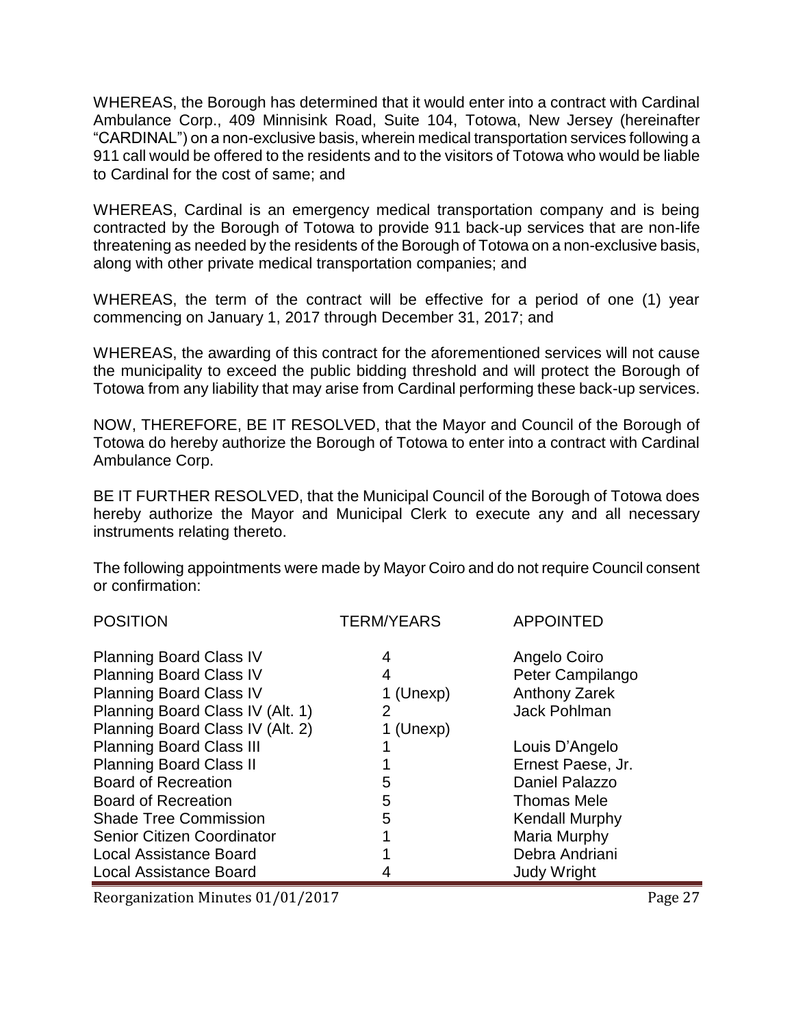WHEREAS, the Borough has determined that it would enter into a contract with Cardinal Ambulance Corp., 409 Minnisink Road, Suite 104, Totowa, New Jersey (hereinafter "CARDINAL") on a non-exclusive basis, wherein medical transportation services following a 911 call would be offered to the residents and to the visitors of Totowa who would be liable to Cardinal for the cost of same; and

WHEREAS, Cardinal is an emergency medical transportation company and is being contracted by the Borough of Totowa to provide 911 back-up services that are non-life threatening as needed by the residents of the Borough of Totowa on a non-exclusive basis, along with other private medical transportation companies; and

WHEREAS, the term of the contract will be effective for a period of one (1) year commencing on January 1, 2017 through December 31, 2017; and

WHEREAS, the awarding of this contract for the aforementioned services will not cause the municipality to exceed the public bidding threshold and will protect the Borough of Totowa from any liability that may arise from Cardinal performing these back-up services.

NOW, THEREFORE, BE IT RESOLVED, that the Mayor and Council of the Borough of Totowa do hereby authorize the Borough of Totowa to enter into a contract with Cardinal Ambulance Corp.

BE IT FURTHER RESOLVED, that the Municipal Council of the Borough of Totowa does hereby authorize the Mayor and Municipal Clerk to execute any and all necessary instruments relating thereto.

The following appointments were made by Mayor Coiro and do not require Council consent or confirmation:

| POSITION | TERM/YEARS | APPOINTED |
|---|---|---|
| Planning Board Class IV | 4 | Angelo Coiro |
| Planning Board Class IV | 4 | Peter Campilango |
| Planning Board Class IV | 1 (Unexp) | Anthony Zarek |
| Planning Board Class IV (Alt. 1) | 2 | Jack Pohlman |
| Planning Board Class IV (Alt. 2) | 1 (Unexp) | |
| Planning Board Class III | 1 | Louis D'Angelo |
| Planning Board Class II | 1 | Ernest Paese, Jr. |
| Board of Recreation | 5 | Daniel Palazzo |
| Board of Recreation | 5 | Thomas Mele |
| Shade Tree Commission | 5 | Kendall Murphy |
| Senior Citizen Coordinator | 1 | Maria Murphy |
| Local Assistance Board | 1 | Debra Andriani |
| Local Assistance Board | 4 | Judy Wright |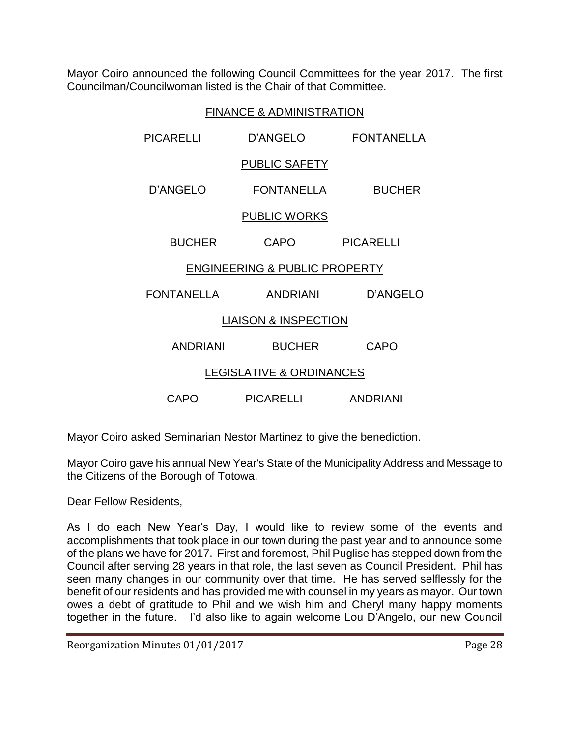Mayor Coiro announced the following Council Committees for the year 2017. The first Councilman/Councilwoman listed is the Chair of that Committee.

FINANCE & ADMINISTRATION

PICARELLI D'ANGELO FONTANELLA

PUBLIC SAFETY

D'ANGELO FONTANELLA BUCHER

PUBLIC WORKS

BUCHER CAPO PICARELLI

ENGINEERING & PUBLIC PROPERTY

FONTANELLA ANDRIANI D'ANGELO

LIAISON & INSPECTION

ANDRIANI BUCHER CAPO

LEGISLATIVE & ORDINANCES

CAPO PICARELLI ANDRIANI

Mayor Coiro asked Seminarian Nestor Martinez to give the benediction.

Mayor Coiro gave his annual New Year's State of the Municipality Address and Message to the Citizens of the Borough of Totowa.

Dear Fellow Residents,

As I do each New Year's Day, I would like to review some of the events and accomplishments that took place in our town during the past year and to announce some of the plans we have for 2017. First and foremost, Phil Puglise has stepped down from the Council after serving 28 years in that role, the last seven as Council President. Phil has seen many changes in our community over that time. He has served selflessly for the benefit of our residents and has provided me with counsel in my years as mayor. Our town owes a debt of gratitude to Phil and we wish him and Cheryl many happy moments together in the future. I'd also like to again welcome Lou D'Angelo, our new Council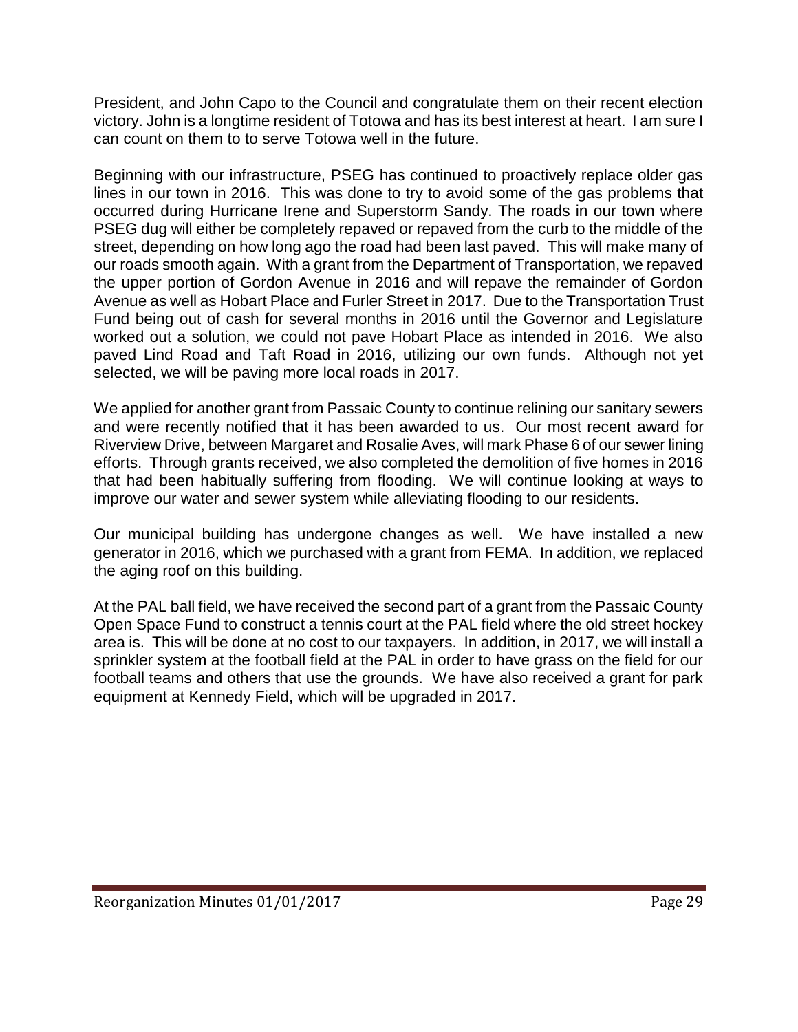President, and John Capo to the Council and congratulate them on their recent election victory. John is a longtime resident of Totowa and has its best interest at heart. I am sure I can count on them to to serve Totowa well in the future.

Beginning with our infrastructure, PSEG has continued to proactively replace older gas lines in our town in 2016. This was done to try to avoid some of the gas problems that occurred during Hurricane Irene and Superstorm Sandy. The roads in our town where PSEG dug will either be completely repaved or repaved from the curb to the middle of the street, depending on how long ago the road had been last paved. This will make many of our roads smooth again. With a grant from the Department of Transportation, we repaved the upper portion of Gordon Avenue in 2016 and will repave the remainder of Gordon Avenue as well as Hobart Place and Furler Street in 2017. Due to the Transportation Trust Fund being out of cash for several months in 2016 until the Governor and Legislature worked out a solution, we could not pave Hobart Place as intended in 2016. We also paved Lind Road and Taft Road in 2016, utilizing our own funds. Although not yet selected, we will be paving more local roads in 2017.

We applied for another grant from Passaic County to continue relining our sanitary sewers and were recently notified that it has been awarded to us. Our most recent award for Riverview Drive, between Margaret and Rosalie Aves, will mark Phase 6 of our sewer lining efforts. Through grants received, we also completed the demolition of five homes in 2016 that had been habitually suffering from flooding. We will continue looking at ways to improve our water and sewer system while alleviating flooding to our residents.

Our municipal building has undergone changes as well. We have installed a new generator in 2016, which we purchased with a grant from FEMA. In addition, we replaced the aging roof on this building.

At the PAL ball field, we have received the second part of a grant from the Passaic County Open Space Fund to construct a tennis court at the PAL field where the old street hockey area is. This will be done at no cost to our taxpayers. In addition, in 2017, we will install a sprinkler system at the football field at the PAL in order to have grass on the field for our football teams and others that use the grounds. We have also received a grant for park equipment at Kennedy Field, which will be upgraded in 2017.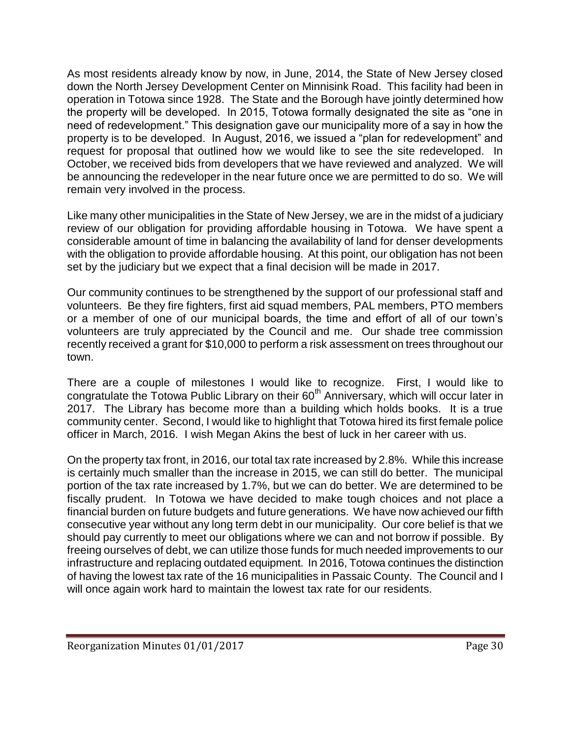As most residents already know by now, in June, 2014, the State of New Jersey closed down the North Jersey Development Center on Minnisink Road. This facility had been in operation in Totowa since 1928. The State and the Borough have jointly determined how the property will be developed. In 2015, Totowa formally designated the site as "one in need of redevelopment." This designation gave our municipality more of a say in how the property is to be developed. In August, 2016, we issued a "plan for redevelopment" and request for proposal that outlined how we would like to see the site redeveloped. In October, we received bids from developers that we have reviewed and analyzed. We will be announcing the redeveloper in the near future once we are permitted to do so. We will remain very involved in the process.

Like many other municipalities in the State of New Jersey, we are in the midst of a judiciary review of our obligation for providing affordable housing in Totowa. We have spent a considerable amount of time in balancing the availability of land for denser developments with the obligation to provide affordable housing. At this point, our obligation has not been set by the judiciary but we expect that a final decision will be made in 2017.

Our community continues to be strengthened by the support of our professional staff and volunteers. Be they fire fighters, first aid squad members, PAL members, PTO members or a member of one of our municipal boards, the time and effort of all of our town's volunteers are truly appreciated by the Council and me. Our shade tree commission recently received a grant for $10,000 to perform a risk assessment on trees throughout our town.

There are a couple of milestones I would like to recognize. First, I would like to congratulate the Totowa Public Library on their 60th Anniversary, which will occur later in 2017. The Library has become more than a building which holds books. It is a true community center. Second, I would like to highlight that Totowa hired its first female police officer in March, 2016. I wish Megan Akins the best of luck in her career with us.

On the property tax front, in 2016, our total tax rate increased by 2.8%. While this increase is certainly much smaller than the increase in 2015, we can still do better. The municipal portion of the tax rate increased by 1.7%, but we can do better. We are determined to be fiscally prudent. In Totowa we have decided to make tough choices and not place a financial burden on future budgets and future generations. We have now achieved our fifth consecutive year without any long term debt in our municipality. Our core belief is that we should pay currently to meet our obligations where we can and not borrow if possible. By freeing ourselves of debt, we can utilize those funds for much needed improvements to our infrastructure and replacing outdated equipment. In 2016, Totowa continues the distinction of having the lowest tax rate of the 16 municipalities in Passaic County. The Council and I will once again work hard to maintain the lowest tax rate for our residents.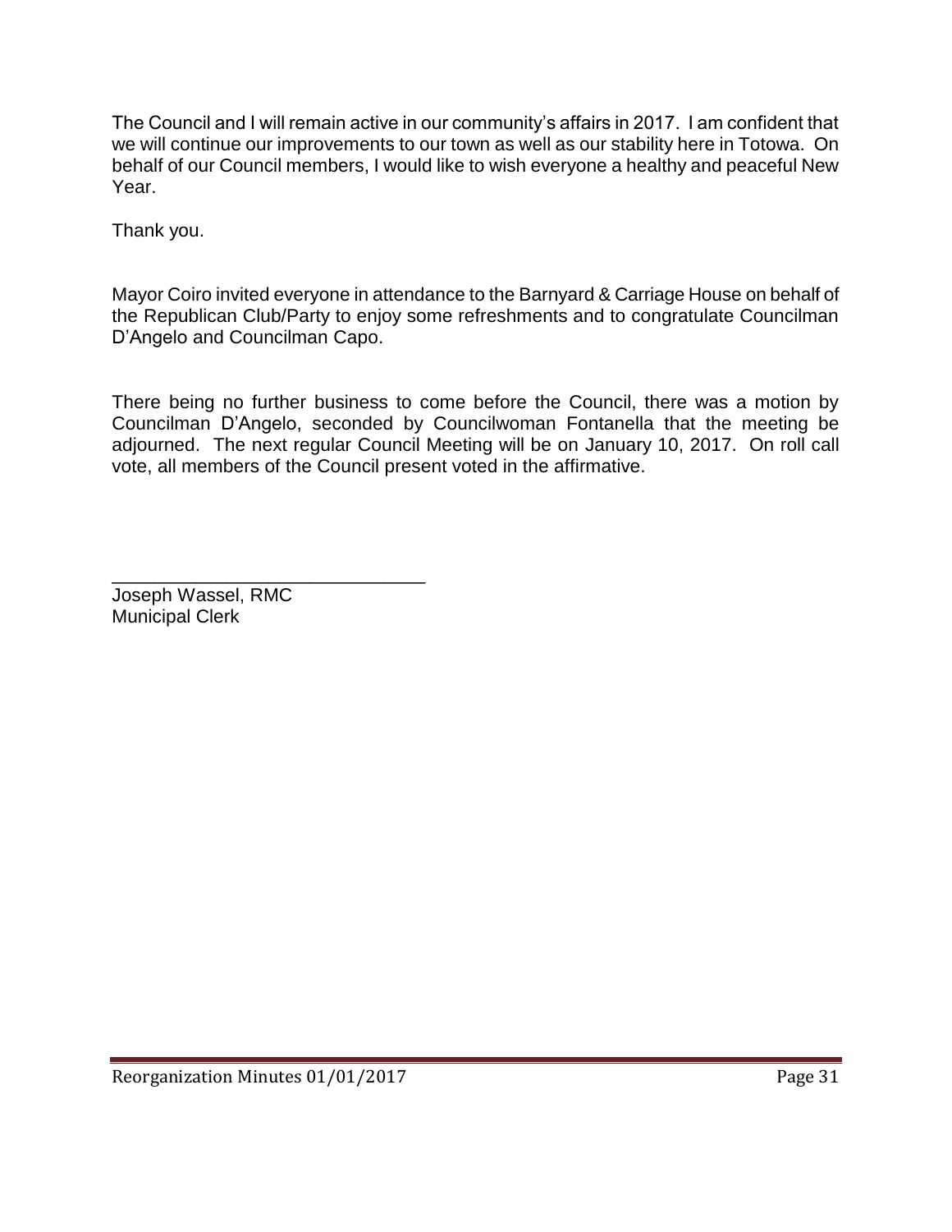The Council and I will remain active in our community's affairs in 2017. I am confident that we will continue our improvements to our town as well as our stability here in Totowa. On behalf of our Council members, I would like to wish everyone a healthy and peaceful New Year.

Thank you.

Mayor Coiro invited everyone in attendance to the Barnyard & Carriage House on behalf of the Republican Club/Party to enjoy some refreshments and to congratulate Councilman D'Angelo and Councilman Capo.

There being no further business to come before the Council, there was a motion by Councilman D'Angelo, seconded by Councilwoman Fontanella that the meeting be adjourned. The next regular Council Meeting will be on January 10, 2017. On roll call vote, all members of the Council present voted in the affirmative.

\_\_\_\_\_\_\_\_\_\_\_\_\_\_\_\_\_\_\_\_\_\_\_\_\_\_\_\_\_\_\_\_

Joseph Wassel, RMC
Municipal Clerk